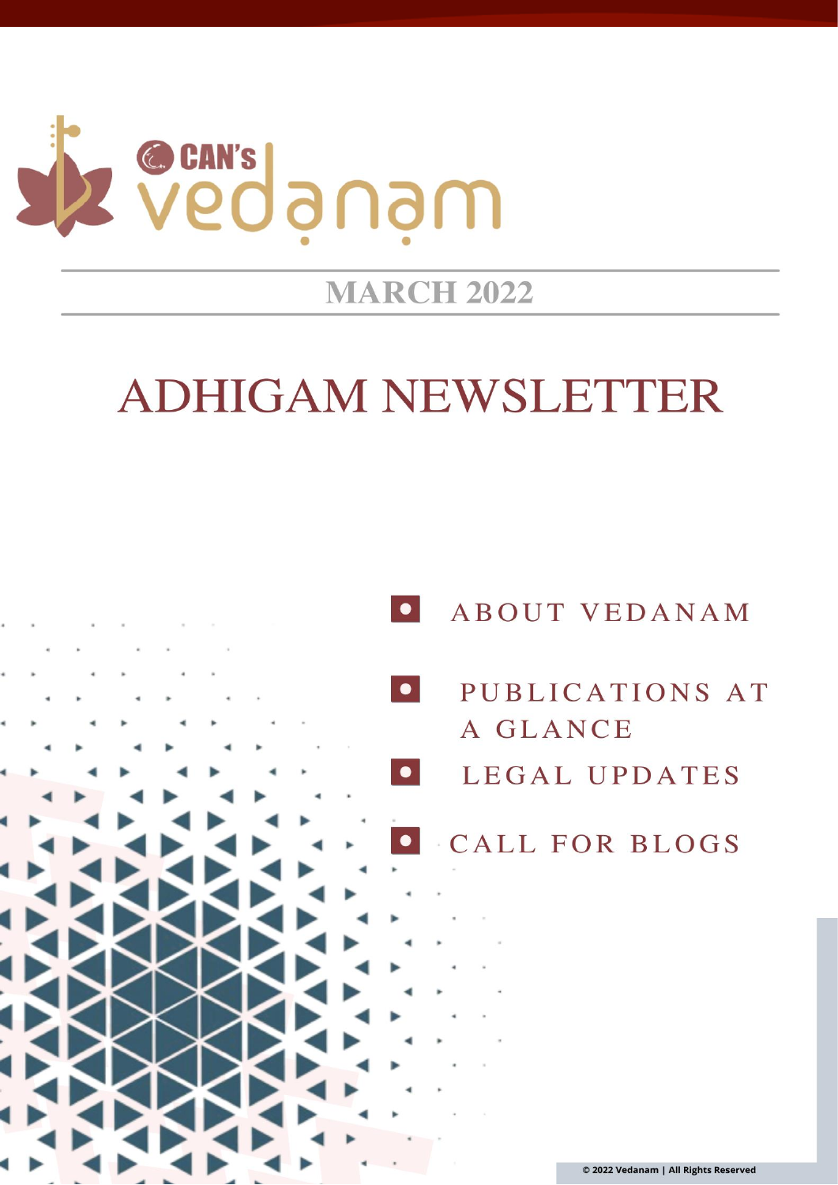CAN's vedanam

MARCH 2022

# ADHIGAM NEWSLETTER

- ABOUT VEDANAM
- PUBLICATIONS AT A GLANCE
- LEGAL UPDATES
- CALL FOR BLOGS

© 2022 Vedanam | All Rights Reserved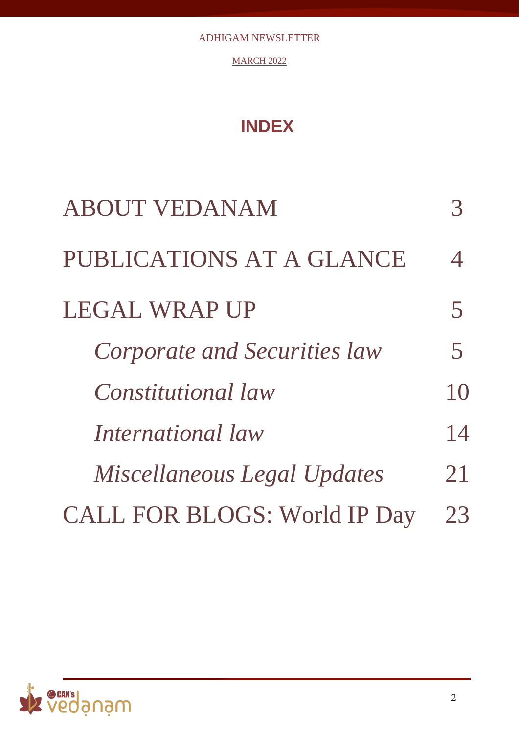# INDEX

| | |
|---|---|
| ABOUT VEDANAM | 3 |
| PUBLICATIONS AT A GLANCE | 4 |
| LEGAL WRAP UP | 5 |
| *Corporate and Securities law* | 5 |
| *Constitutional law* | 10 |
| *International law* | 14 |
| *Miscellaneous Legal Updates* | 21 |
| CALL FOR BLOGS: World IP Day | 23 |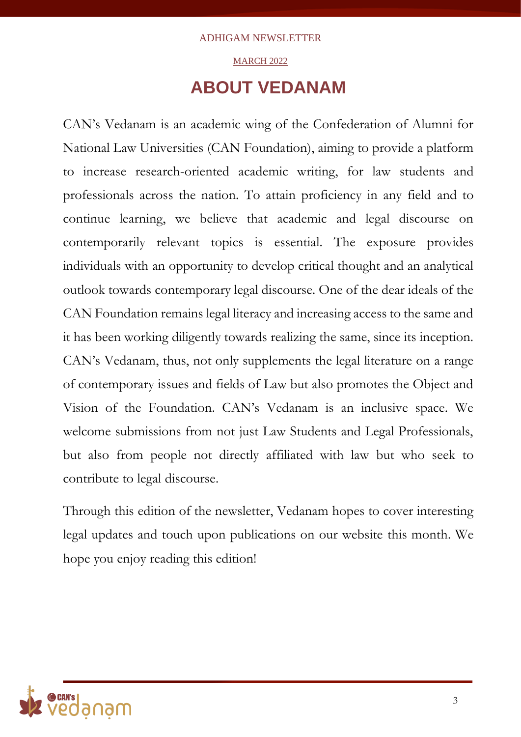# ABOUT VEDANAM

CAN's Vedanam is an academic wing of the Confederation of Alumni for National Law Universities (CAN Foundation), aiming to provide a platform to increase research-oriented academic writing, for law students and professionals across the nation. To attain proficiency in any field and to continue learning, we believe that academic and legal discourse on contemporarily relevant topics is essential. The exposure provides individuals with an opportunity to develop critical thought and an analytical outlook towards contemporary legal discourse. One of the dear ideals of the CAN Foundation remains legal literacy and increasing access to the same and it has been working diligently towards realizing the same, since its inception. CAN's Vedanam, thus, not only supplements the legal literature on a range of contemporary issues and fields of Law but also promotes the Object and Vision of the Foundation. CAN's Vedanam is an inclusive space. We welcome submissions from not just Law Students and Legal Professionals, but also from people not directly affiliated with law but who seek to contribute to legal discourse.

Through this edition of the newsletter, Vedanam hopes to cover interesting legal updates and touch upon publications on our website this month. We hope you enjoy reading this edition!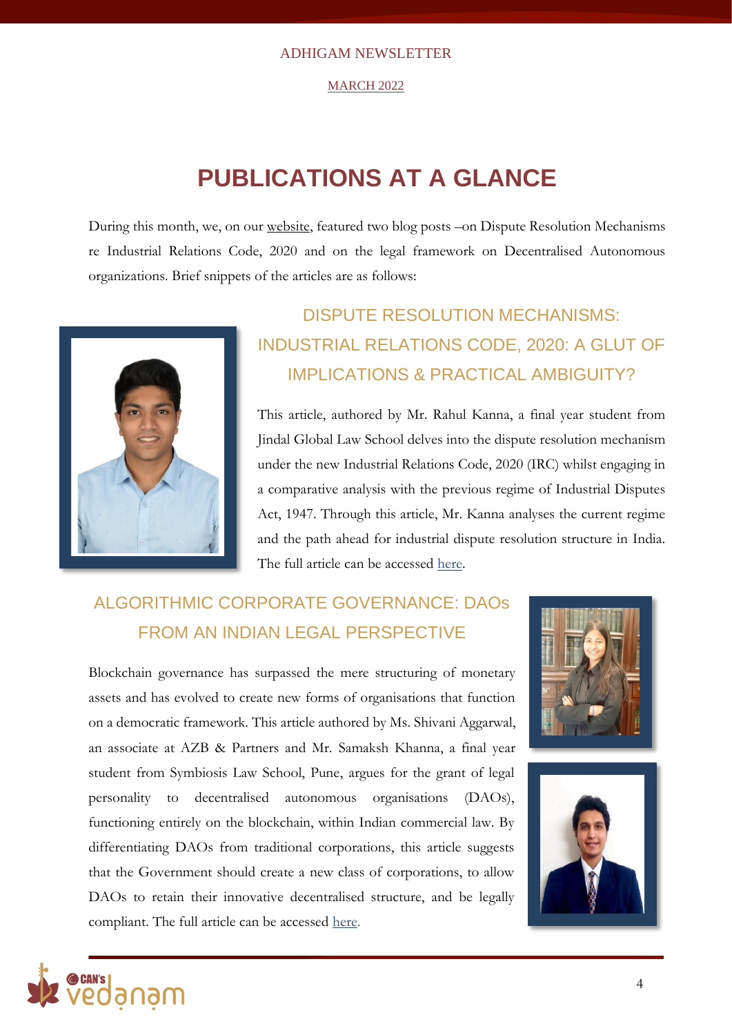# PUBLICATIONS AT A GLANCE

During this month, we, on our website, featured two blog posts –on Dispute Resolution Mechanisms re Industrial Relations Code, 2020 and on the legal framework on Decentralised Autonomous organizations. Brief snippets of the articles are as follows:

## DISPUTE RESOLUTION MECHANISMS: INDUSTRIAL RELATIONS CODE, 2020: A GLUT OF IMPLICATIONS & PRACTICAL AMBIGUITY?

This article, authored by Mr. Rahul Kanna, a final year student from Jindal Global Law School delves into the dispute resolution mechanism under the new Industrial Relations Code, 2020 (IRC) whilst engaging in a comparative analysis with the previous regime of Industrial Disputes Act, 1947. Through this article, Mr. Kanna analyses the current regime and the path ahead for industrial dispute resolution structure in India. The full article can be accessed here.

## ALGORITHMIC CORPORATE GOVERNANCE: DAOs FROM AN INDIAN LEGAL PERSPECTIVE

Blockchain governance has surpassed the mere structuring of monetary assets and has evolved to create new forms of organisations that function on a democratic framework. This article authored by Ms. Shivani Aggarwal, an associate at AZB & Partners and Mr. Samaksh Khanna, a final year student from Symbiosis Law School, Pune, argues for the grant of legal personality to decentralised autonomous organisations (DAOs), functioning entirely on the blockchain, within Indian commercial law. By differentiating DAOs from traditional corporations, this article suggests that the Government should create a new class of corporations, to allow DAOs to retain their innovative decentralised structure, and be legally compliant. The full article can be accessed here.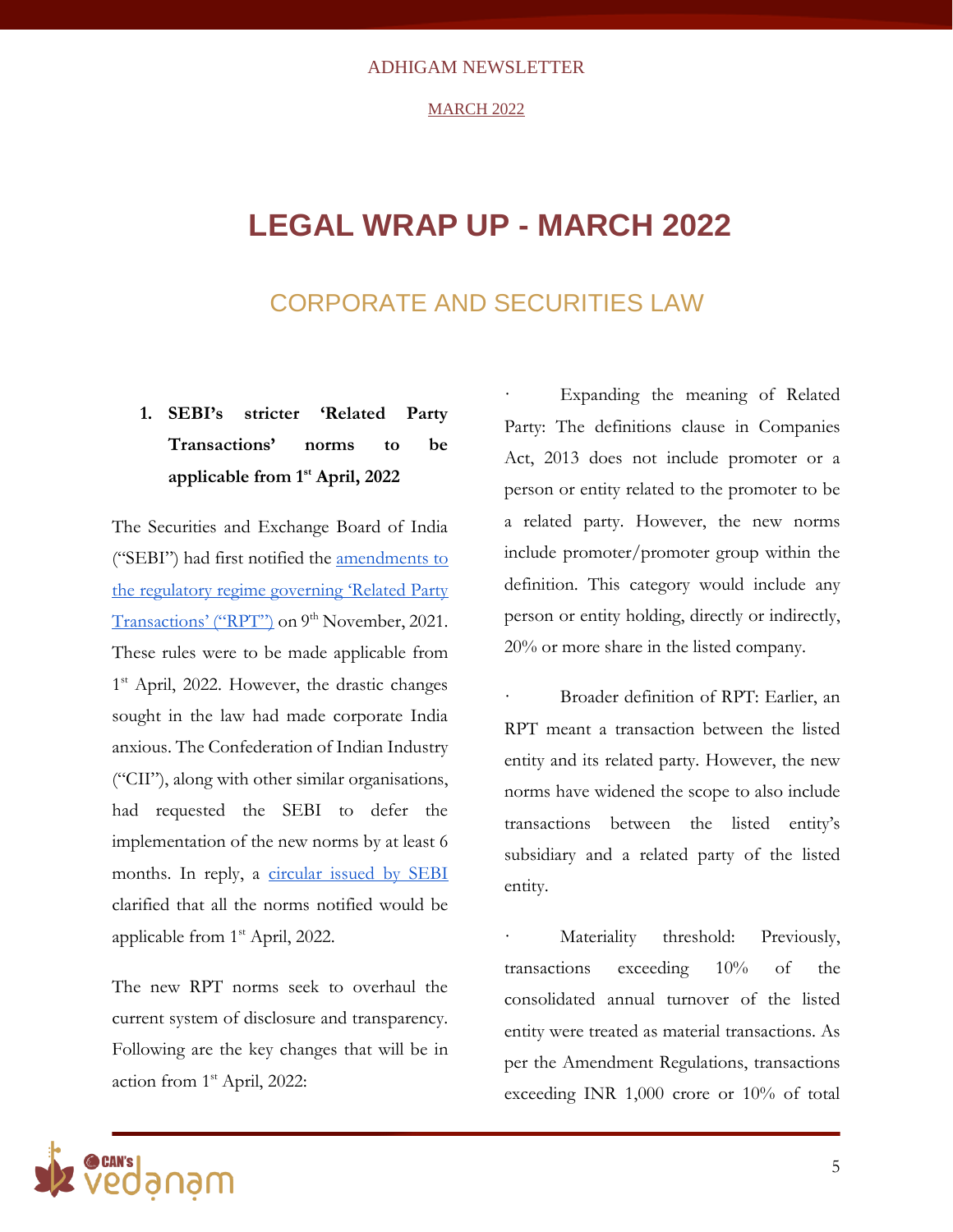# LEGAL WRAP UP - MARCH 2022

## CORPORATE AND SECURITIES LAW

### 1. SEBI's stricter 'Related Party Transactions' norms to be applicable from 1st April, 2022

The Securities and Exchange Board of India ("SEBI") had first notified the [amendments to the regulatory regime governing 'Related Party Transactions' ("RPT")]() on 9th November, 2021. These rules were to be made applicable from 1st April, 2022. However, the drastic changes sought in the law had made corporate India anxious. The Confederation of Indian Industry ("CII"), along with other similar organisations, had requested the SEBI to defer the implementation of the new norms by at least 6 months. In reply, a [circular issued by SEBI]() clarified that all the norms notified would be applicable from 1st April, 2022.

The new RPT norms seek to overhaul the current system of disclosure and transparency. Following are the key changes that will be in action from 1st April, 2022:

- Expanding the meaning of Related Party: The definitions clause in Companies Act, 2013 does not include promoter or a person or entity related to the promoter to be a related party. However, the new norms include promoter/promoter group within the definition. This category would include any person or entity holding, directly or indirectly, 20% or more share in the listed company.

- Broader definition of RPT: Earlier, an RPT meant a transaction between the listed entity and its related party. However, the new norms have widened the scope to also include transactions between the listed entity's subsidiary and a related party of the listed entity.

- Materiality threshold: Previously, transactions exceeding 10% of the consolidated annual turnover of the listed entity were treated as material transactions. As per the Amendment Regulations, transactions exceeding INR 1,000 crore or 10% of total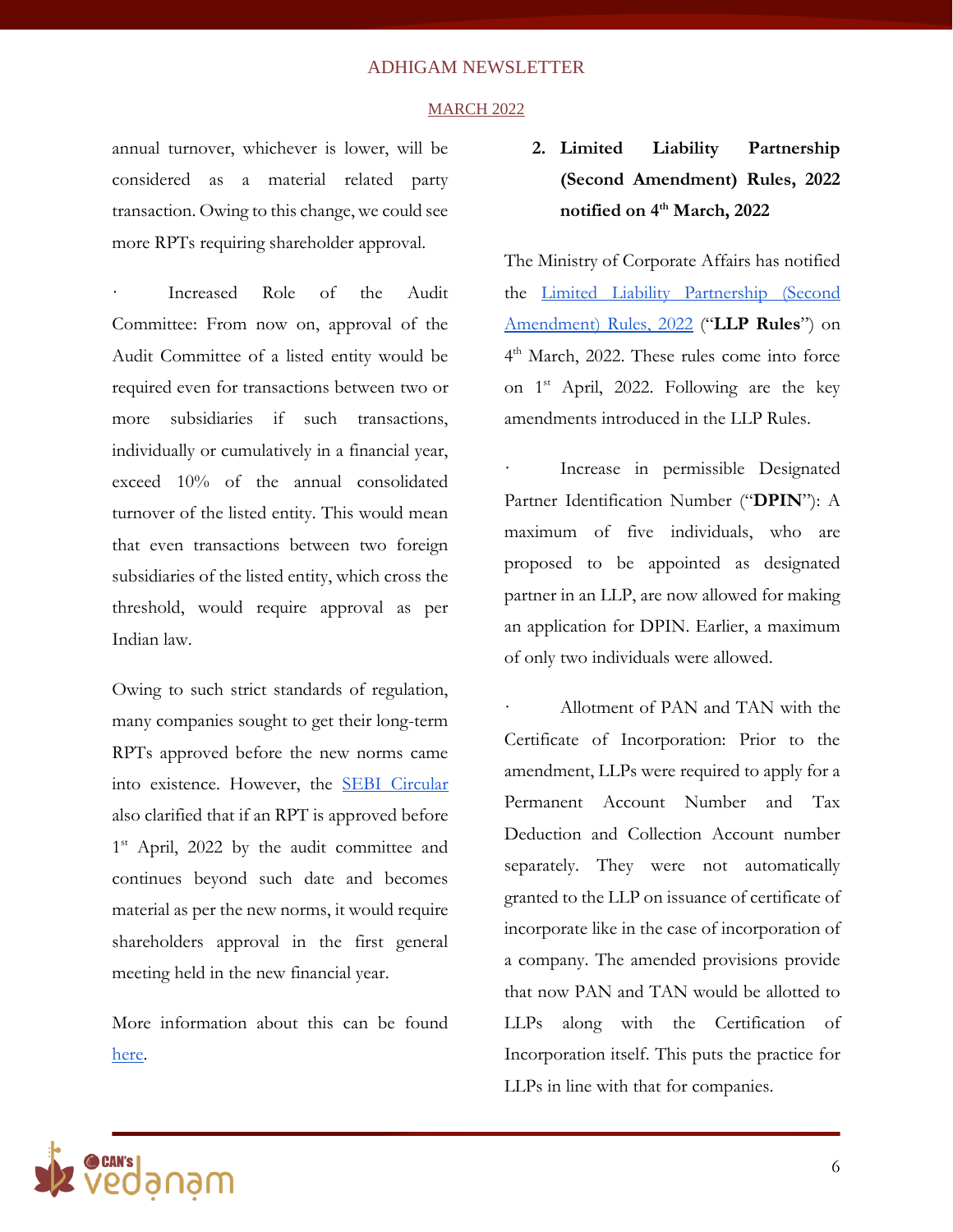annual turnover, whichever is lower, will be considered as a material related party transaction. Owing to this change, we could see more RPTs requiring shareholder approval.

· Increased Role of the Audit Committee: From now on, approval of the Audit Committee of a listed entity would be required even for transactions between two or more subsidiaries if such transactions, individually or cumulatively in a financial year, exceed 10% of the annual consolidated turnover of the listed entity. This would mean that even transactions between two foreign subsidiaries of the listed entity, which cross the threshold, would require approval as per Indian law.

Owing to such strict standards of regulation, many companies sought to get their long-term RPTs approved before the new norms came into existence. However, the SEBI Circular also clarified that if an RPT is approved before 1st April, 2022 by the audit committee and continues beyond such date and becomes material as per the new norms, it would require shareholders approval in the first general meeting held in the new financial year.

More information about this can be found here.

### 2. Limited Liability Partnership (Second Amendment) Rules, 2022 notified on 4th March, 2022

The Ministry of Corporate Affairs has notified the Limited Liability Partnership (Second Amendment) Rules, 2022 ("**LLP Rules**") on 4th March, 2022. These rules come into force on 1st April, 2022. Following are the key amendments introduced in the LLP Rules.

· Increase in permissible Designated Partner Identification Number ("**DPIN**"): A maximum of five individuals, who are proposed to be appointed as designated partner in an LLP, are now allowed for making an application for DPIN. Earlier, a maximum of only two individuals were allowed.

· Allotment of PAN and TAN with the Certificate of Incorporation: Prior to the amendment, LLPs were required to apply for a Permanent Account Number and Tax Deduction and Collection Account number separately. They were not automatically granted to the LLP on issuance of certificate of incorporate like in the case of incorporation of a company. The amended provisions provide that now PAN and TAN would be allotted to LLPs along with the Certification of Incorporation itself. This puts the practice for LLPs in line with that for companies.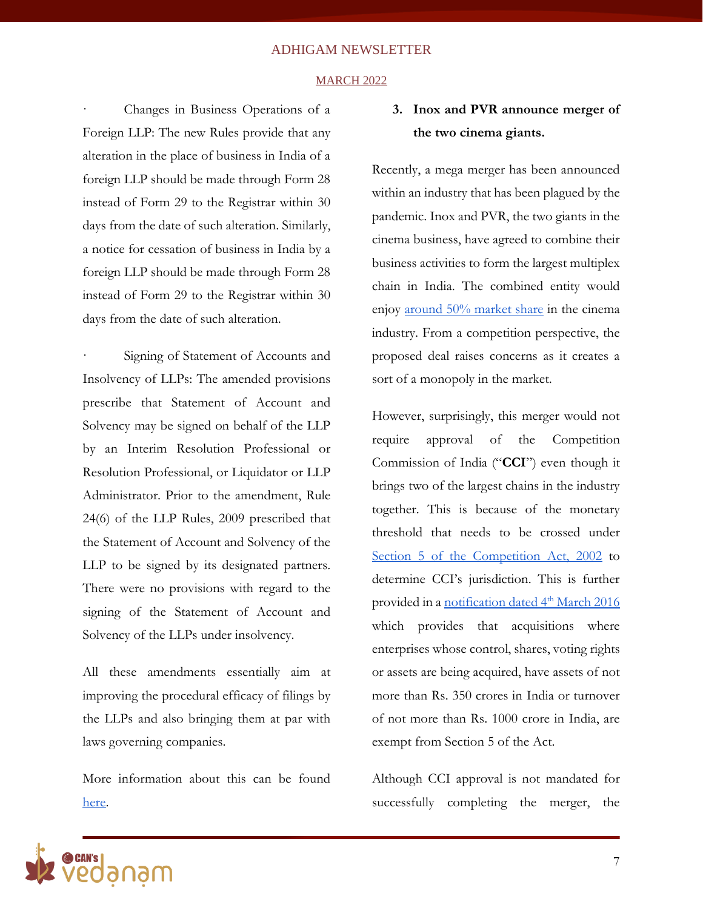· Changes in Business Operations of a Foreign LLP: The new Rules provide that any alteration in the place of business in India of a foreign LLP should be made through Form 28 instead of Form 29 to the Registrar within 30 days from the date of such alteration. Similarly, a notice for cessation of business in India by a foreign LLP should be made through Form 28 instead of Form 29 to the Registrar within 30 days from the date of such alteration.

· Signing of Statement of Accounts and Insolvency of LLPs: The amended provisions prescribe that Statement of Account and Solvency may be signed on behalf of the LLP by an Interim Resolution Professional or Resolution Professional, or Liquidator or LLP Administrator. Prior to the amendment, Rule 24(6) of the LLP Rules, 2009 prescribed that the Statement of Account and Solvency of the LLP to be signed by its designated partners. There were no provisions with regard to the signing of the Statement of Account and Solvency of the LLPs under insolvency.

All these amendments essentially aim at improving the procedural efficacy of filings by the LLPs and also bringing them at par with laws governing companies.

More information about this can be found here.

### 3. Inox and PVR announce merger of the two cinema giants.

Recently, a mega merger has been announced within an industry that has been plagued by the pandemic. Inox and PVR, the two giants in the cinema business, have agreed to combine their business activities to form the largest multiplex chain in India. The combined entity would enjoy around 50% market share in the cinema industry. From a competition perspective, the proposed deal raises concerns as it creates a sort of a monopoly in the market.

However, surprisingly, this merger would not require approval of the Competition Commission of India ("**CCI**") even though it brings two of the largest chains in the industry together. This is because of the monetary threshold that needs to be crossed under Section 5 of the Competition Act, 2002 to determine CCI's jurisdiction. This is further provided in a notification dated 4th March 2016 which provides that acquisitions where enterprises whose control, shares, voting rights or assets are being acquired, have assets of not more than Rs. 350 crores in India or turnover of not more than Rs. 1000 crore in India, are exempt from Section 5 of the Act.

Although CCI approval is not mandated for successfully completing the merger, the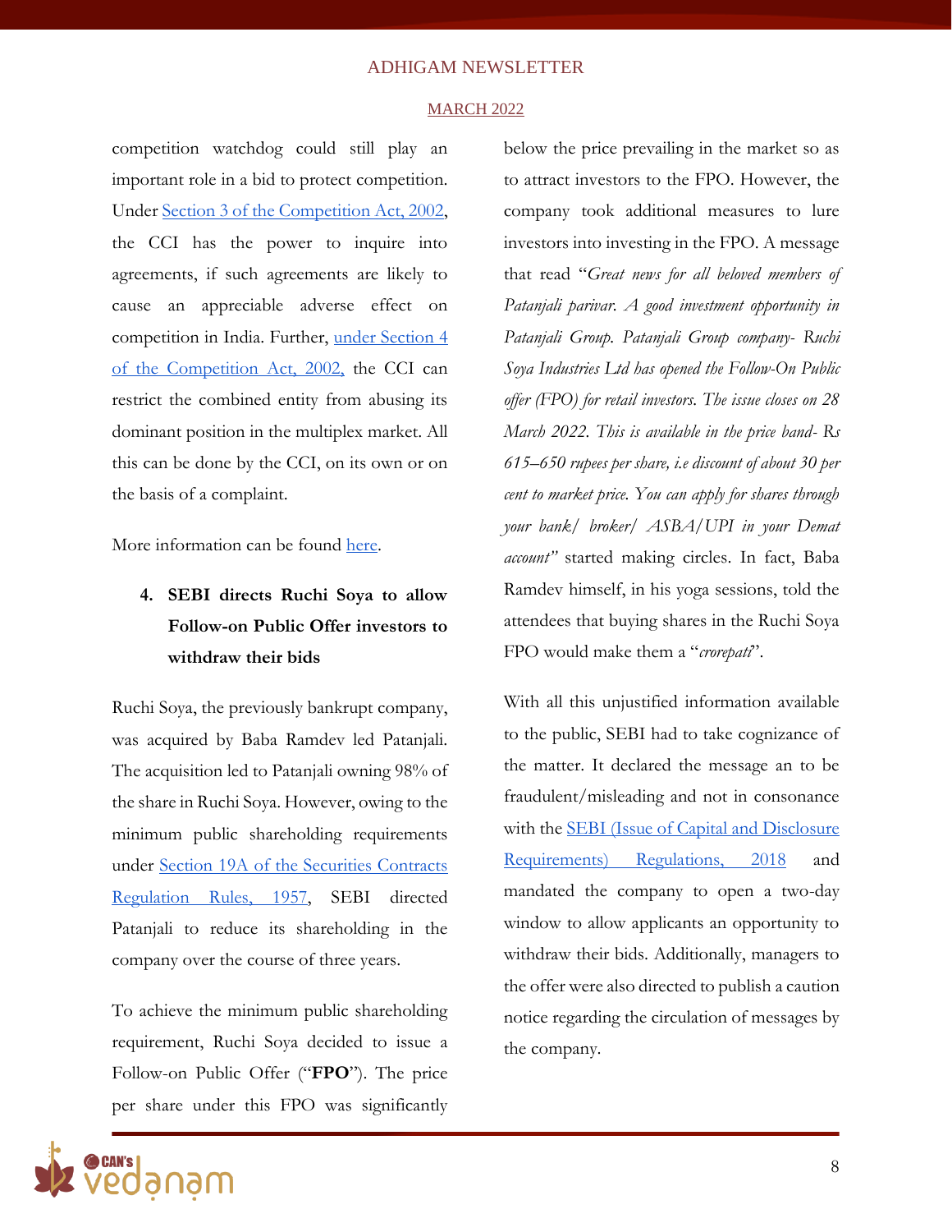competition watchdog could still play an important role in a bid to protect competition. Under [Section 3 of the Competition Act, 2002](), the CCI has the power to inquire into agreements, if such agreements are likely to cause an appreciable adverse effect on competition in India. Further, [under Section 4 of the Competition Act, 2002,]() the CCI can restrict the combined entity from abusing its dominant position in the multiplex market. All this can be done by the CCI, on its own or on the basis of a complaint.

More information can be found [here]().

4. **SEBI directs Ruchi Soya to allow Follow-on Public Offer investors to withdraw their bids**

Ruchi Soya, the previously bankrupt company, was acquired by Baba Ramdev led Patanjali. The acquisition led to Patanjali owning 98% of the share in Ruchi Soya. However, owing to the minimum public shareholding requirements under [Section 19A of the Securities Contracts Regulation Rules, 1957](), SEBI directed Patanjali to reduce its shareholding in the company over the course of three years.

To achieve the minimum public shareholding requirement, Ruchi Soya decided to issue a Follow-on Public Offer ("**FPO**"). The price per share under this FPO was significantly below the price prevailing in the market so as to attract investors to the FPO. However, the company took additional measures to lure investors into investing in the FPO. A message that read "*Great news for all beloved members of Patanjali parivar. A good investment opportunity in Patanjali Group. Patanjali Group company- Ruchi Soya Industries Ltd has opened the Follow-On Public offer (FPO) for retail investors. The issue closes on 28 March 2022. This is available in the price band- Rs 615–650 rupees per share, i.e discount of about 30 per cent to market price. You can apply for shares through your bank/ broker/ ASBA/UPI in your Demat account"* started making circles. In fact, Baba Ramdev himself, in his yoga sessions, told the attendees that buying shares in the Ruchi Soya FPO would make them a "*crorepati*".

With all this unjustified information available to the public, SEBI had to take cognizance of the matter. It declared the message an to be fraudulent/misleading and not in consonance with the [SEBI (Issue of Capital and Disclosure Requirements) Regulations, 2018]() and mandated the company to open a two-day window to allow applicants an opportunity to withdraw their bids. Additionally, managers to the offer were also directed to publish a caution notice regarding the circulation of messages by the company.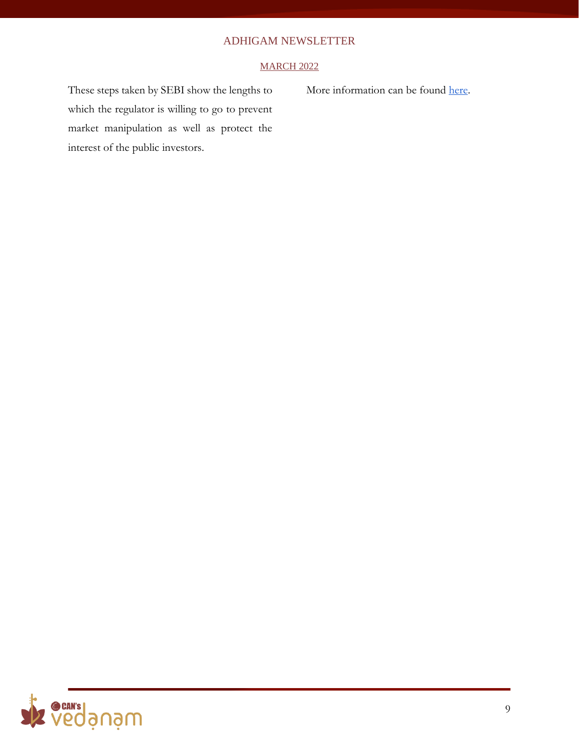These steps taken by SEBI show the lengths to which the regulator is willing to go to prevent market manipulation as well as protect the interest of the public investors.

More information can be found here.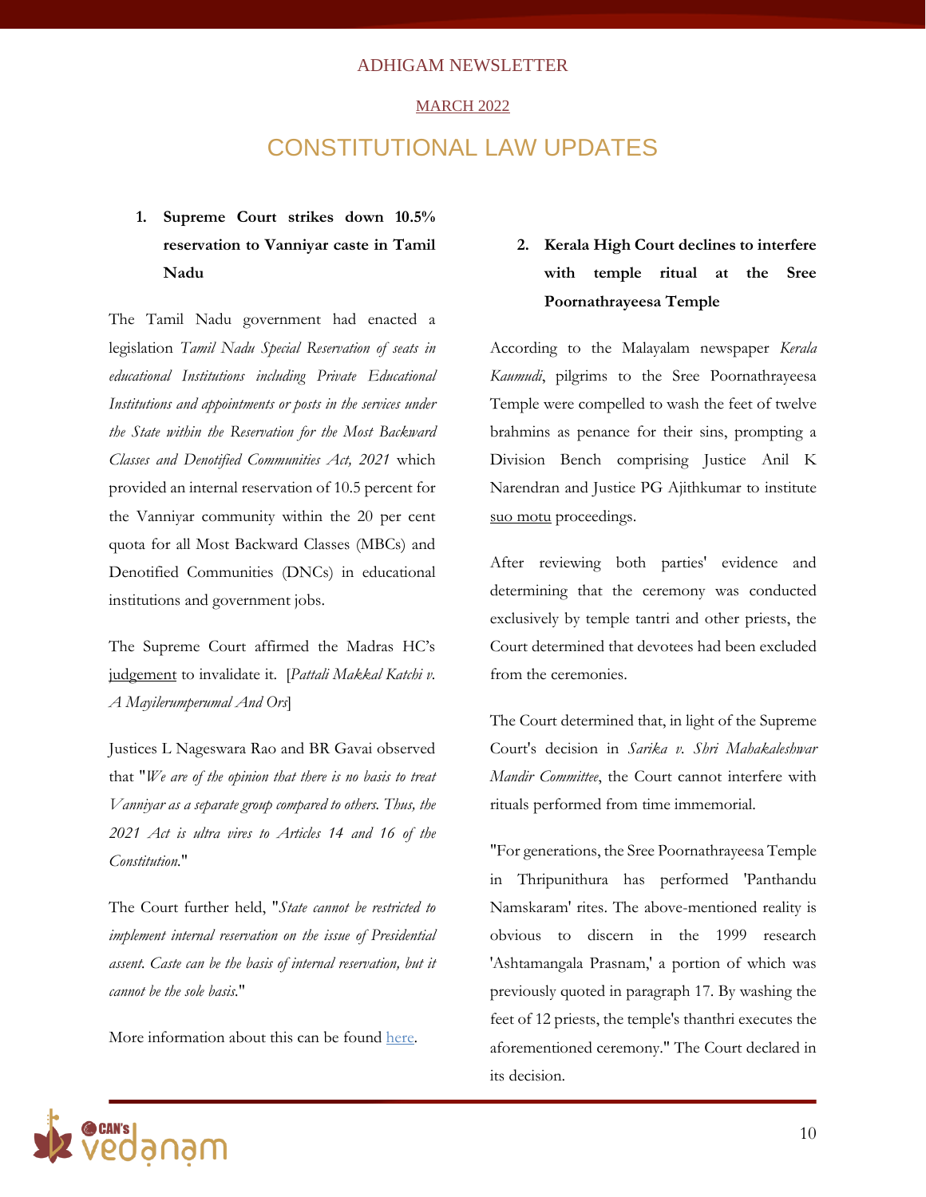ADHIGAM NEWSLETTER

MARCH 2022

# CONSTITUTIONAL LAW UPDATES

### 1. Supreme Court strikes down 10.5% reservation to Vanniyar caste in Tamil Nadu

The Tamil Nadu government had enacted a legislation *Tamil Nadu Special Reservation of seats in educational Institutions including Private Educational Institutions and appointments or posts in the services under the State within the Reservation for the Most Backward Classes and Denotified Communities Act, 2021* which provided an internal reservation of 10.5 percent for the Vanniyar community within the 20 per cent quota for all Most Backward Classes (MBCs) and Denotified Communities (DNCs) in educational institutions and government jobs.

The Supreme Court affirmed the Madras HC's judgement to invalidate it. [*Pattali Makkal Katchi v. A Mayilerumperumal And Ors*]

Justices L Nageswara Rao and BR Gavai observed that "*We are of the opinion that there is no basis to treat Vanniyar as a separate group compared to others. Thus, the 2021 Act is ultra vires to Articles 14 and 16 of the Constitution.*"

The Court further held, "*State cannot be restricted to implement internal reservation on the issue of Presidential assent. Caste can be the basis of internal reservation, but it cannot be the sole basis.*"

More information about this can be found here.

### 2. Kerala High Court declines to interfere with temple ritual at the Sree Poornathrayeesa Temple

According to the Malayalam newspaper *Kerala Kaumudi*, pilgrims to the Sree Poornathrayeesa Temple were compelled to wash the feet of twelve brahmins as penance for their sins, prompting a Division Bench comprising Justice Anil K Narendran and Justice PG Ajithkumar to institute suo motu proceedings.

After reviewing both parties' evidence and determining that the ceremony was conducted exclusively by temple tantri and other priests, the Court determined that devotees had been excluded from the ceremonies.

The Court determined that, in light of the Supreme Court's decision in *Sarika v. Shri Mahakaleshwar Mandir Committee*, the Court cannot interfere with rituals performed from time immemorial.

"For generations, the Sree Poornathrayeesa Temple in Thripunithura has performed 'Panthandu Namskaram' rites. The above-mentioned reality is obvious to discern in the 1999 research 'Ashtamangala Prasnam,' a portion of which was previously quoted in paragraph 17. By washing the feet of 12 priests, the temple's thanthri executes the aforementioned ceremony." The Court declared in its decision.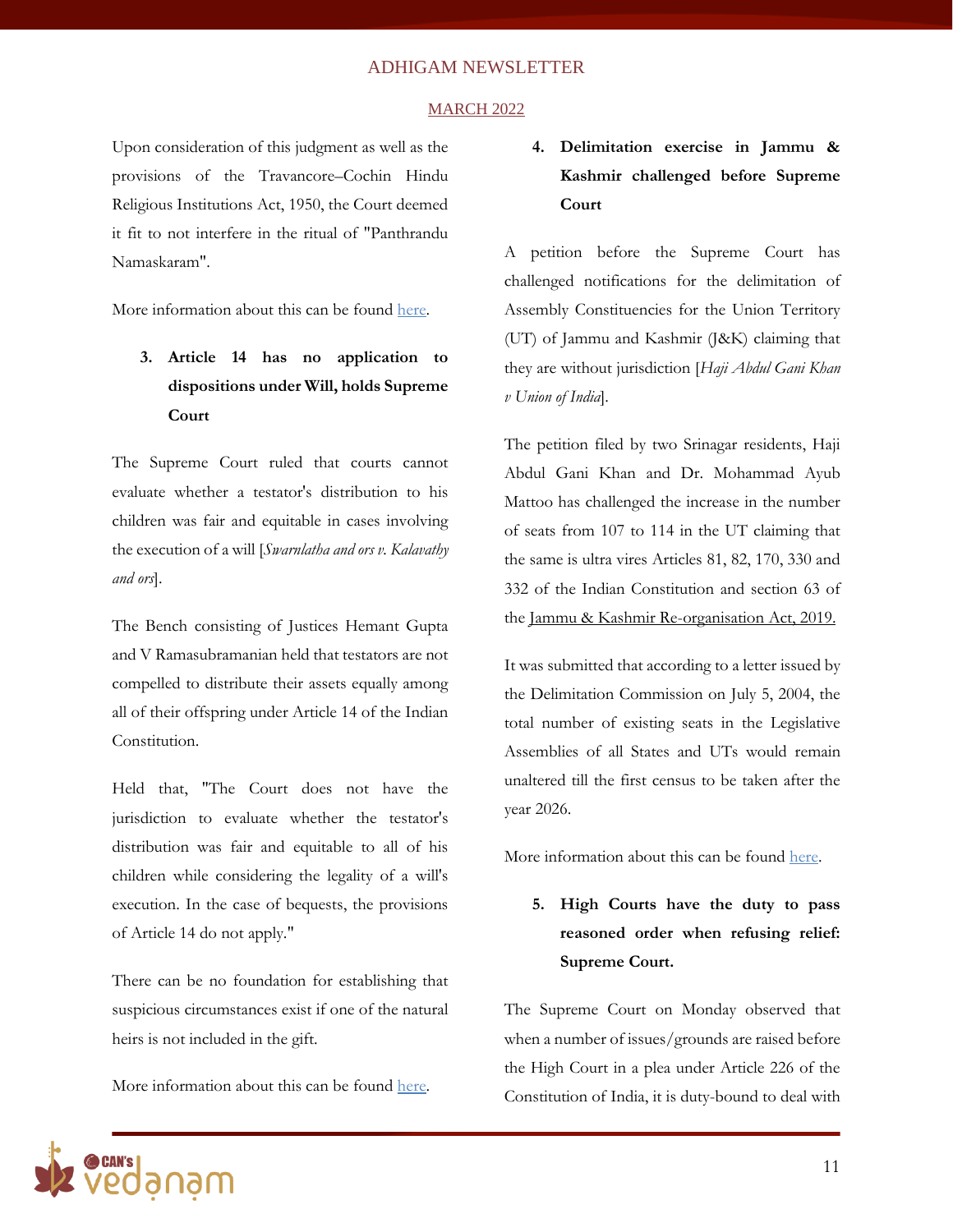Upon consideration of this judgment as well as the provisions of the Travancore–Cochin Hindu Religious Institutions Act, 1950, the Court deemed it fit to not interfere in the ritual of "Panthrandu Namaskaram".

More information about this can be found [here](#).

### 3. Article 14 has no application to dispositions under Will, holds Supreme Court

The Supreme Court ruled that courts cannot evaluate whether a testator's distribution to his children was fair and equitable in cases involving the execution of a will [*Swarnlatha and ors v. Kalavathy and ors*].

The Bench consisting of Justices Hemant Gupta and V Ramasubramanian held that testators are not compelled to distribute their assets equally among all of their offspring under Article 14 of the Indian Constitution.

Held that, "The Court does not have the jurisdiction to evaluate whether the testator's distribution was fair and equitable to all of his children while considering the legality of a will's execution. In the case of bequests, the provisions of Article 14 do not apply."

There can be no foundation for establishing that suspicious circumstances exist if one of the natural heirs is not included in the gift.

More information about this can be found [here](#).

### 4. Delimitation exercise in Jammu & Kashmir challenged before Supreme Court

A petition before the Supreme Court has challenged notifications for the delimitation of Assembly Constituencies for the Union Territory (UT) of Jammu and Kashmir (J&K) claiming that they are without jurisdiction [*Haji Abdul Gani Khan v Union of India*].

The petition filed by two Srinagar residents, Haji Abdul Gani Khan and Dr. Mohammad Ayub Mattoo has challenged the increase in the number of seats from 107 to 114 in the UT claiming that the same is ultra vires Articles 81, 82, 170, 330 and 332 of the Indian Constitution and section 63 of the Jammu & Kashmir Re-organisation Act, 2019.

It was submitted that according to a letter issued by the Delimitation Commission on July 5, 2004, the total number of existing seats in the Legislative Assemblies of all States and UTs would remain unaltered till the first census to be taken after the year 2026.

More information about this can be found [here](#).

### 5. High Courts have the duty to pass reasoned order when refusing relief: Supreme Court.

The Supreme Court on Monday observed that when a number of issues/grounds are raised before the High Court in a plea under Article 226 of the Constitution of India, it is duty-bound to deal with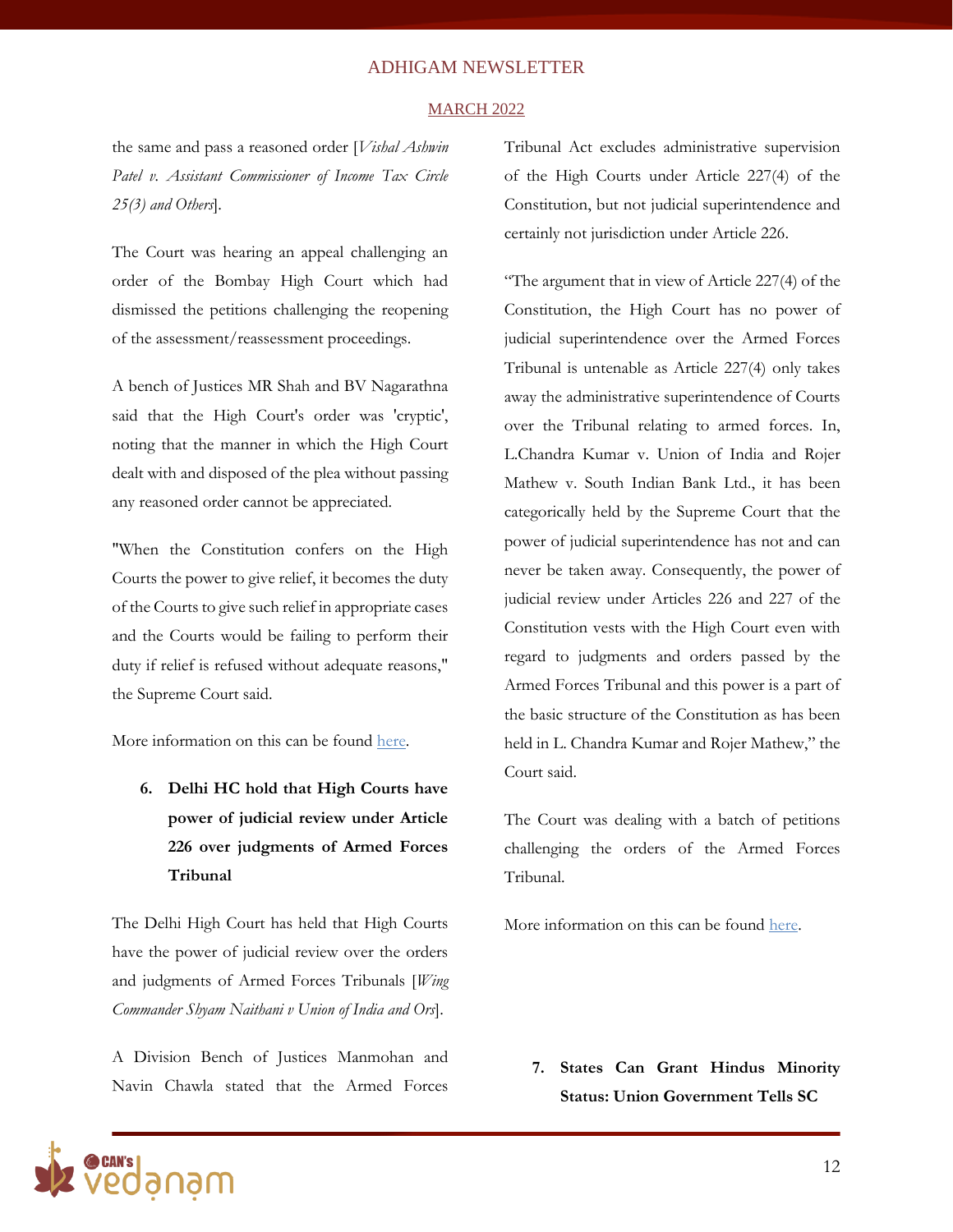the same and pass a reasoned order [*Vishal Ashwin Patel v. Assistant Commissioner of Income Tax Circle 25(3) and Others*].

The Court was hearing an appeal challenging an order of the Bombay High Court which had dismissed the petitions challenging the reopening of the assessment/reassessment proceedings.

A bench of Justices MR Shah and BV Nagarathna said that the High Court's order was 'cryptic', noting that the manner in which the High Court dealt with and disposed of the plea without passing any reasoned order cannot be appreciated.

"When the Constitution confers on the High Courts the power to give relief, it becomes the duty of the Courts to give such relief in appropriate cases and the Courts would be failing to perform their duty if relief is refused without adequate reasons," the Supreme Court said.

More information on this can be found here.

6. **Delhi HC hold that High Courts have power of judicial review under Article 226 over judgments of Armed Forces Tribunal**

The Delhi High Court has held that High Courts have the power of judicial review over the orders and judgments of Armed Forces Tribunals [*Wing Commander Shyam Naithani v Union of India and Ors*].

A Division Bench of Justices Manmohan and Navin Chawla stated that the Armed Forces Tribunal Act excludes administrative supervision of the High Courts under Article 227(4) of the Constitution, but not judicial superintendence and certainly not jurisdiction under Article 226.

"The argument that in view of Article 227(4) of the Constitution, the High Court has no power of judicial superintendence over the Armed Forces Tribunal is untenable as Article 227(4) only takes away the administrative superintendence of Courts over the Tribunal relating to armed forces. In, L.Chandra Kumar v. Union of India and Rojer Mathew v. South Indian Bank Ltd., it has been categorically held by the Supreme Court that the power of judicial superintendence has not and can never be taken away. Consequently, the power of judicial review under Articles 226 and 227 of the Constitution vests with the High Court even with regard to judgments and orders passed by the Armed Forces Tribunal and this power is a part of the basic structure of the Constitution as has been held in L. Chandra Kumar and Rojer Mathew," the Court said.

The Court was dealing with a batch of petitions challenging the orders of the Armed Forces Tribunal.

More information on this can be found here.

7. **States Can Grant Hindus Minority Status: Union Government Tells SC**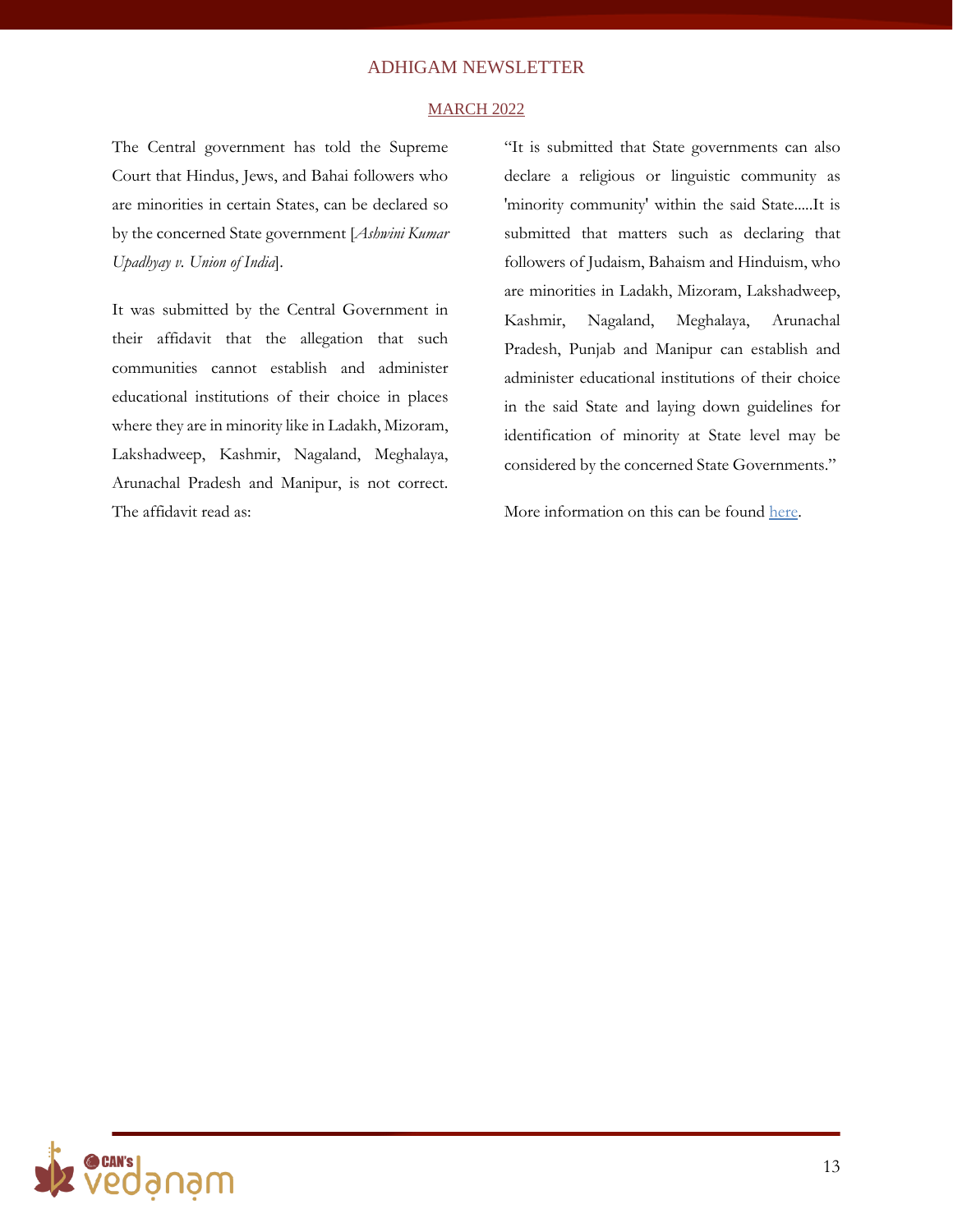The Central government has told the Supreme Court that Hindus, Jews, and Bahai followers who are minorities in certain States, can be declared so by the concerned State government [*Ashwini Kumar Upadhyay v. Union of India*].

It was submitted by the Central Government in their affidavit that the allegation that such communities cannot establish and administer educational institutions of their choice in places where they are in minority like in Ladakh, Mizoram, Lakshadweep, Kashmir, Nagaland, Meghalaya, Arunachal Pradesh and Manipur, is not correct. The affidavit read as:

"It is submitted that State governments can also declare a religious or linguistic community as 'minority community' within the said State.....It is submitted that matters such as declaring that followers of Judaism, Bahaism and Hinduism, who are minorities in Ladakh, Mizoram, Lakshadweep, Kashmir, Nagaland, Meghalaya, Arunachal Pradesh, Punjab and Manipur can establish and administer educational institutions of their choice in the said State and laying down guidelines for identification of minority at State level may be considered by the concerned State Governments."

More information on this can be found here.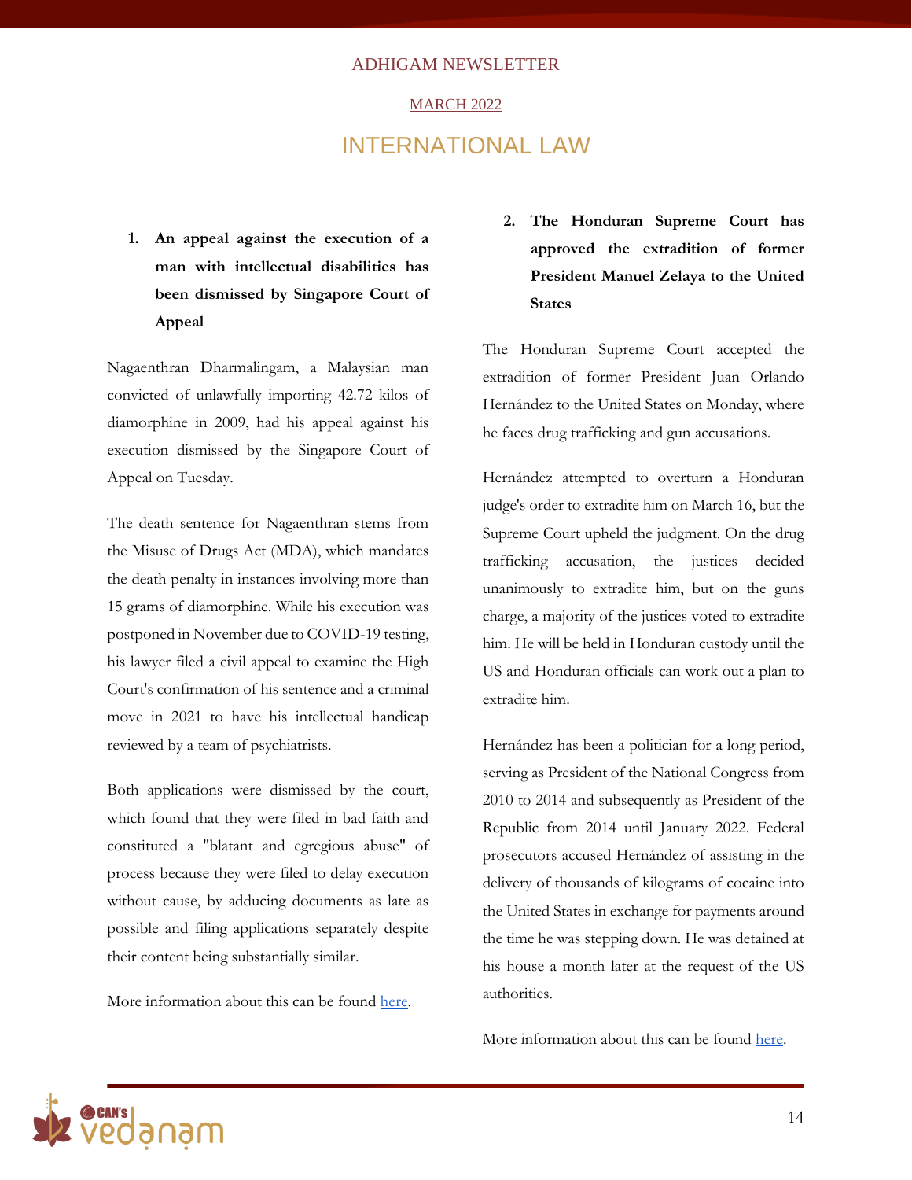# INTERNATIONAL LAW

**1. An appeal against the execution of a man with intellectual disabilities has been dismissed by Singapore Court of Appeal**

Nagaenthran Dharmalingam, a Malaysian man convicted of unlawfully importing 42.72 kilos of diamorphine in 2009, had his appeal against his execution dismissed by the Singapore Court of Appeal on Tuesday.

The death sentence for Nagaenthran stems from the Misuse of Drugs Act (MDA), which mandates the death penalty in instances involving more than 15 grams of diamorphine. While his execution was postponed in November due to COVID-19 testing, his lawyer filed a civil appeal to examine the High Court's confirmation of his sentence and a criminal move in 2021 to have his intellectual handicap reviewed by a team of psychiatrists.

Both applications were dismissed by the court, which found that they were filed in bad faith and constituted a "blatant and egregious abuse" of process because they were filed to delay execution without cause, by adducing documents as late as possible and filing applications separately despite their content being substantially similar.

More information about this can be found here.

**2. The Honduran Supreme Court has approved the extradition of former President Manuel Zelaya to the United States**

The Honduran Supreme Court accepted the extradition of former President Juan Orlando Hernández to the United States on Monday, where he faces drug trafficking and gun accusations.

Hernández attempted to overturn a Honduran judge's order to extradite him on March 16, but the Supreme Court upheld the judgment. On the drug trafficking accusation, the justices decided unanimously to extradite him, but on the guns charge, a majority of the justices voted to extradite him. He will be held in Honduran custody until the US and Honduran officials can work out a plan to extradite him.

Hernández has been a politician for a long period, serving as President of the National Congress from 2010 to 2014 and subsequently as President of the Republic from 2014 until January 2022. Federal prosecutors accused Hernández of assisting in the delivery of thousands of kilograms of cocaine into the United States in exchange for payments around the time he was stepping down. He was detained at his house a month later at the request of the US authorities.

More information about this can be found here.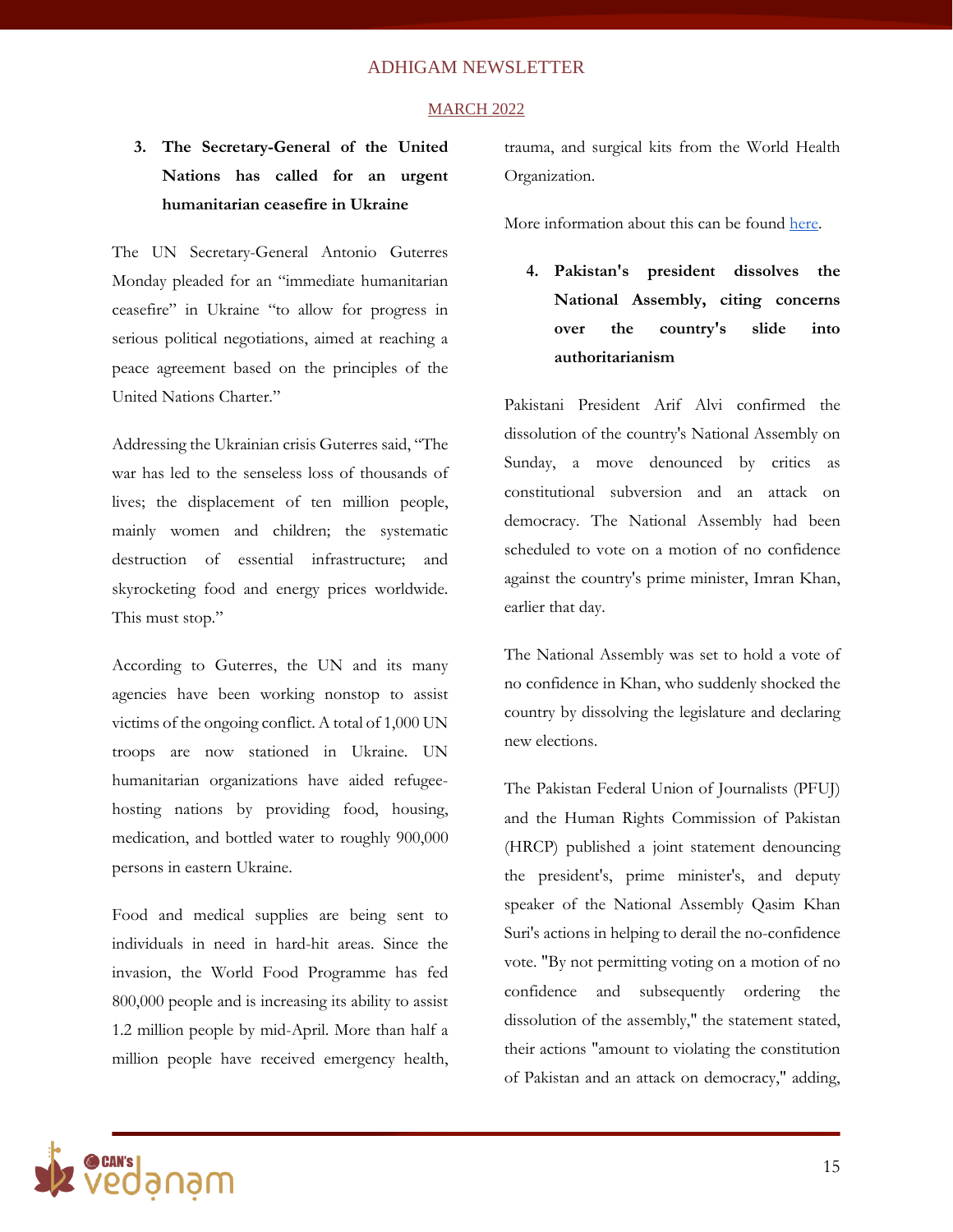3. **The Secretary-General of the United Nations has called for an urgent humanitarian ceasefire in Ukraine**

The UN Secretary-General Antonio Guterres Monday pleaded for an "immediate humanitarian ceasefire" in Ukraine "to allow for progress in serious political negotiations, aimed at reaching a peace agreement based on the principles of the United Nations Charter."

Addressing the Ukrainian crisis Guterres said, "The war has led to the senseless loss of thousands of lives; the displacement of ten million people, mainly women and children; the systematic destruction of essential infrastructure; and skyrocketing food and energy prices worldwide. This must stop."

According to Guterres, the UN and its many agencies have been working nonstop to assist victims of the ongoing conflict. A total of 1,000 UN troops are now stationed in Ukraine. UN humanitarian organizations have aided refugee-hosting nations by providing food, housing, medication, and bottled water to roughly 900,000 persons in eastern Ukraine.

Food and medical supplies are being sent to individuals in need in hard-hit areas. Since the invasion, the World Food Programme has fed 800,000 people and is increasing its ability to assist 1.2 million people by mid-April. More than half a million people have received emergency health, trauma, and surgical kits from the World Health Organization.

More information about this can be found [here](#).

4. **Pakistan's president dissolves the National Assembly, citing concerns over the country's slide into authoritarianism**

Pakistani President Arif Alvi confirmed the dissolution of the country's National Assembly on Sunday, a move denounced by critics as constitutional subversion and an attack on democracy. The National Assembly had been scheduled to vote on a motion of no confidence against the country's prime minister, Imran Khan, earlier that day.

The National Assembly was set to hold a vote of no confidence in Khan, who suddenly shocked the country by dissolving the legislature and declaring new elections.

The Pakistan Federal Union of Journalists (PFUJ) and the Human Rights Commission of Pakistan (HRCP) published a joint statement denouncing the president's, prime minister's, and deputy speaker of the National Assembly Qasim Khan Suri's actions in helping to derail the no-confidence vote. "By not permitting voting on a motion of no confidence and subsequently ordering the dissolution of the assembly," the statement stated, their actions "amount to violating the constitution of Pakistan and an attack on democracy," adding,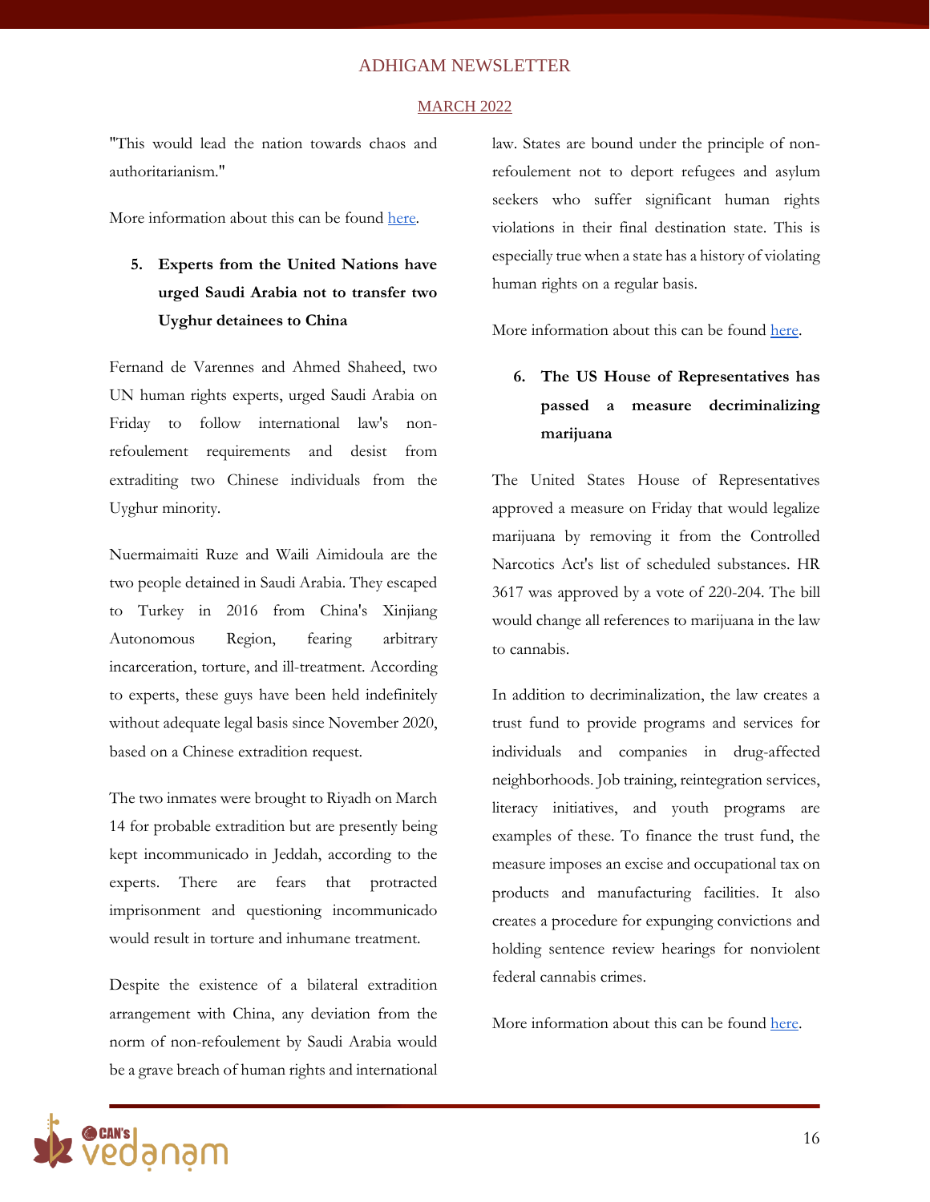"This would lead the nation towards chaos and authoritarianism."

More information about this can be found here.

5. **Experts from the United Nations have urged Saudi Arabia not to transfer two Uyghur detainees to China**

Fernand de Varennes and Ahmed Shaheed, two UN human rights experts, urged Saudi Arabia on Friday to follow international law's non-refoulement requirements and desist from extraditing two Chinese individuals from the Uyghur minority.

Nuermaimaiti Ruze and Waili Aimidoula are the two people detained in Saudi Arabia. They escaped to Turkey in 2016 from China's Xinjiang Autonomous Region, fearing arbitrary incarceration, torture, and ill-treatment. According to experts, these guys have been held indefinitely without adequate legal basis since November 2020, based on a Chinese extradition request.

The two inmates were brought to Riyadh on March 14 for probable extradition but are presently being kept incommunicado in Jeddah, according to the experts. There are fears that protracted imprisonment and questioning incommunicado would result in torture and inhumane treatment.

Despite the existence of a bilateral extradition arrangement with China, any deviation from the norm of non-refoulement by Saudi Arabia would be a grave breach of human rights and international law. States are bound under the principle of non-refoulement not to deport refugees and asylum seekers who suffer significant human rights violations in their final destination state. This is especially true when a state has a history of violating human rights on a regular basis.

More information about this can be found here.

6. **The US House of Representatives has passed a measure decriminalizing marijuana**

The United States House of Representatives approved a measure on Friday that would legalize marijuana by removing it from the Controlled Narcotics Act's list of scheduled substances. HR 3617 was approved by a vote of 220-204. The bill would change all references to marijuana in the law to cannabis.

In addition to decriminalization, the law creates a trust fund to provide programs and services for individuals and companies in drug-affected neighborhoods. Job training, reintegration services, literacy initiatives, and youth programs are examples of these. To finance the trust fund, the measure imposes an excise and occupational tax on products and manufacturing facilities. It also creates a procedure for expunging convictions and holding sentence review hearings for nonviolent federal cannabis crimes.

More information about this can be found here.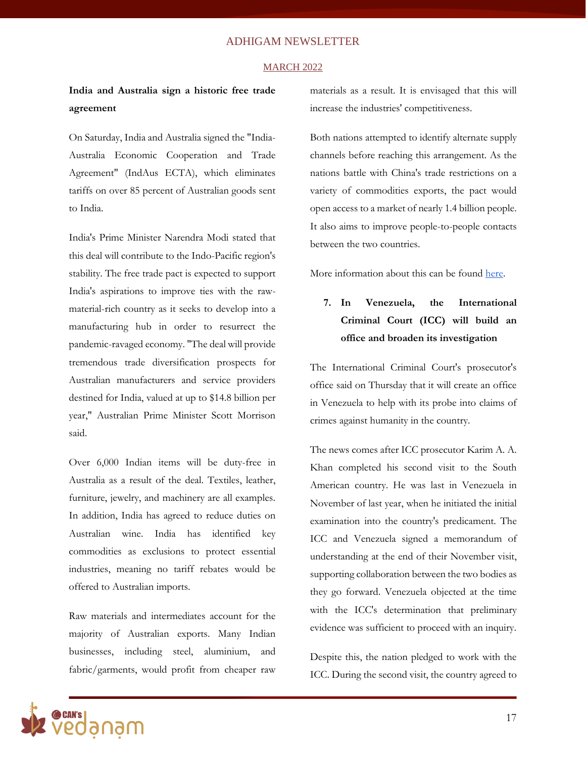**India and Australia sign a historic free trade agreement**

On Saturday, India and Australia signed the "India-Australia Economic Cooperation and Trade Agreement" (IndAus ECTA), which eliminates tariffs on over 85 percent of Australian goods sent to India.

India's Prime Minister Narendra Modi stated that this deal will contribute to the Indo-Pacific region's stability. The free trade pact is expected to support India's aspirations to improve ties with the raw-material-rich country as it seeks to develop into a manufacturing hub in order to resurrect the pandemic-ravaged economy. "The deal will provide tremendous trade diversification prospects for Australian manufacturers and service providers destined for India, valued at up to $14.8 billion per year," Australian Prime Minister Scott Morrison said.

Over 6,000 Indian items will be duty-free in Australia as a result of the deal. Textiles, leather, furniture, jewelry, and machinery are all examples. In addition, India has agreed to reduce duties on Australian wine. India has identified key commodities as exclusions to protect essential industries, meaning no tariff rebates would be offered to Australian imports.

Raw materials and intermediates account for the majority of Australian exports. Many Indian businesses, including steel, aluminium, and fabric/garments, would profit from cheaper raw materials as a result. It is envisaged that this will increase the industries' competitiveness.

Both nations attempted to identify alternate supply channels before reaching this arrangement. As the nations battle with China's trade restrictions on a variety of commodities exports, the pact would open access to a market of nearly 1.4 billion people. It also aims to improve people-to-people contacts between the two countries.

More information about this can be found here.

7. **In Venezuela, the International Criminal Court (ICC) will build an office and broaden its investigation**

The International Criminal Court's prosecutor's office said on Thursday that it will create an office in Venezuela to help with its probe into claims of crimes against humanity in the country.

The news comes after ICC prosecutor Karim A. A. Khan completed his second visit to the South American country. He was last in Venezuela in November of last year, when he initiated the initial examination into the country's predicament. The ICC and Venezuela signed a memorandum of understanding at the end of their November visit, supporting collaboration between the two bodies as they go forward. Venezuela objected at the time with the ICC's determination that preliminary evidence was sufficient to proceed with an inquiry.

Despite this, the nation pledged to work with the ICC. During the second visit, the country agreed to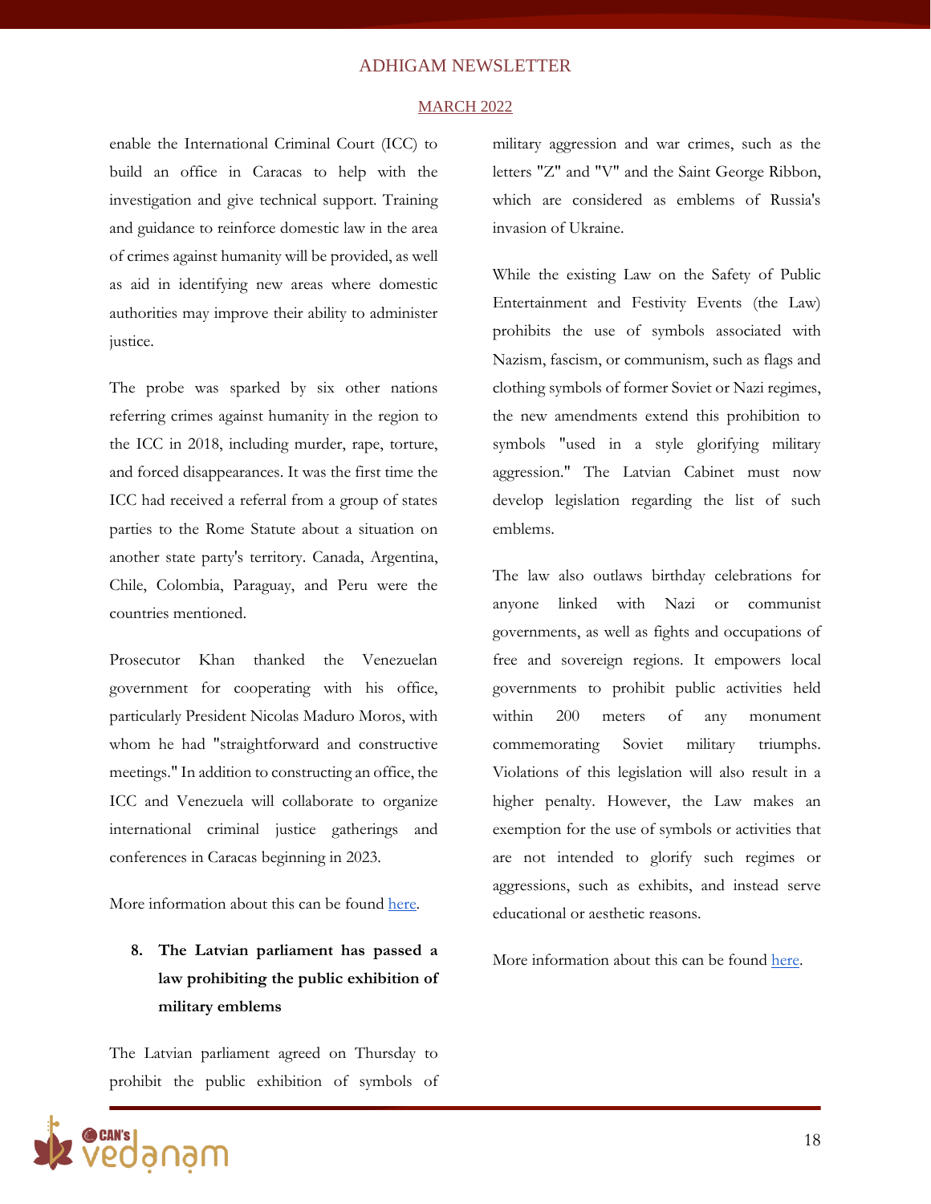enable the International Criminal Court (ICC) to build an office in Caracas to help with the investigation and give technical support. Training and guidance to reinforce domestic law in the area of crimes against humanity will be provided, as well as aid in identifying new areas where domestic authorities may improve their ability to administer justice.

The probe was sparked by six other nations referring crimes against humanity in the region to the ICC in 2018, including murder, rape, torture, and forced disappearances. It was the first time the ICC had received a referral from a group of states parties to the Rome Statute about a situation on another state party's territory. Canada, Argentina, Chile, Colombia, Paraguay, and Peru were the countries mentioned.

Prosecutor Khan thanked the Venezuelan government for cooperating with his office, particularly President Nicolas Maduro Moros, with whom he had "straightforward and constructive meetings." In addition to constructing an office, the ICC and Venezuela will collaborate to organize international criminal justice gatherings and conferences in Caracas beginning in 2023.

More information about this can be found [here](here).

8. **The Latvian parliament has passed a law prohibiting the public exhibition of military emblems**

The Latvian parliament agreed on Thursday to prohibit the public exhibition of symbols of military aggression and war crimes, such as the letters "Z" and "V" and the Saint George Ribbon, which are considered as emblems of Russia's invasion of Ukraine.

While the existing Law on the Safety of Public Entertainment and Festivity Events (the Law) prohibits the use of symbols associated with Nazism, fascism, or communism, such as flags and clothing symbols of former Soviet or Nazi regimes, the new amendments extend this prohibition to symbols "used in a style glorifying military aggression." The Latvian Cabinet must now develop legislation regarding the list of such emblems.

The law also outlaws birthday celebrations for anyone linked with Nazi or communist governments, as well as fights and occupations of free and sovereign regions. It empowers local governments to prohibit public activities held within 200 meters of any monument commemorating Soviet military triumphs. Violations of this legislation will also result in a higher penalty. However, the Law makes an exemption for the use of symbols or activities that are not intended to glorify such regimes or aggressions, such as exhibits, and instead serve educational or aesthetic reasons.

More information about this can be found [here](here).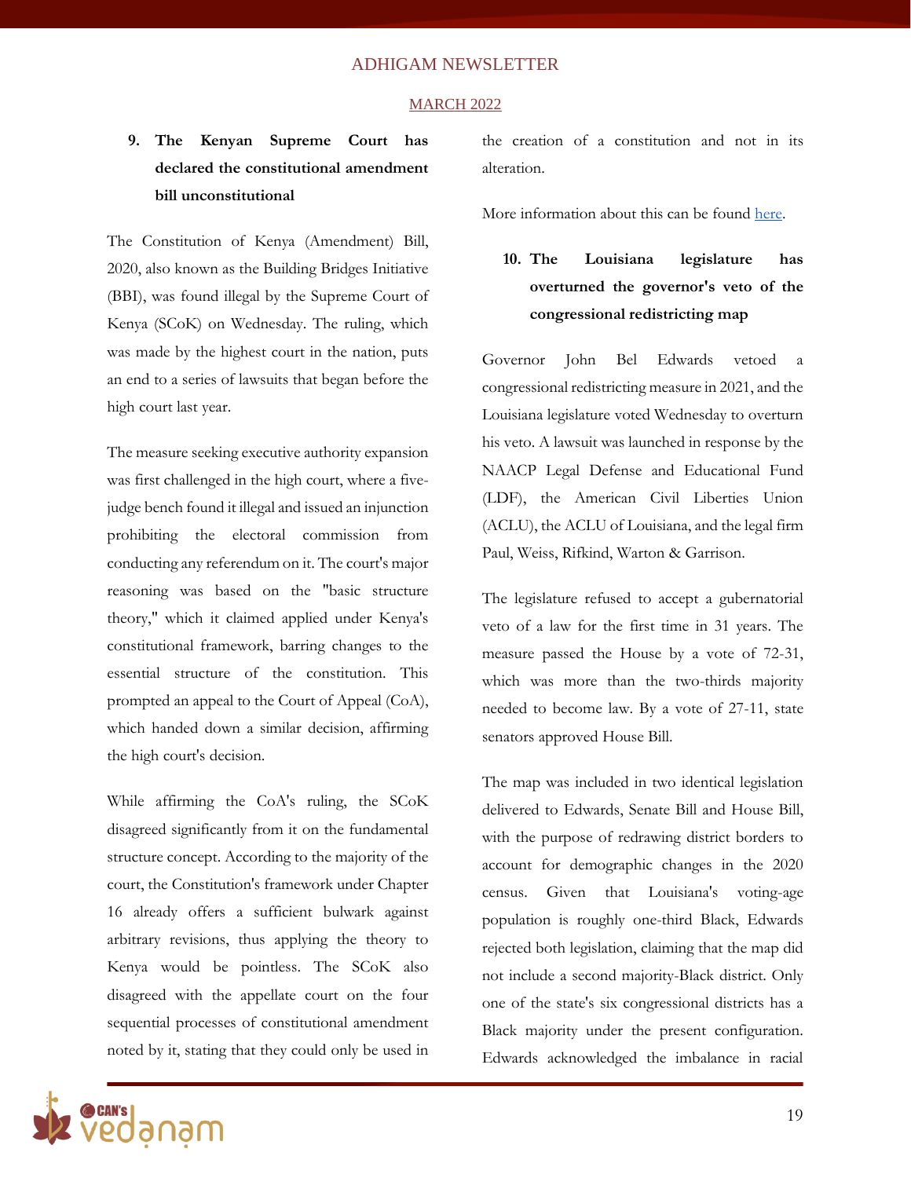9. **The Kenyan Supreme Court has declared the constitutional amendment bill unconstitutional**

The Constitution of Kenya (Amendment) Bill, 2020, also known as the Building Bridges Initiative (BBI), was found illegal by the Supreme Court of Kenya (SCoK) on Wednesday. The ruling, which was made by the highest court in the nation, puts an end to a series of lawsuits that began before the high court last year.

The measure seeking executive authority expansion was first challenged in the high court, where a five-judge bench found it illegal and issued an injunction prohibiting the electoral commission from conducting any referendum on it. The court's major reasoning was based on the "basic structure theory," which it claimed applied under Kenya's constitutional framework, barring changes to the essential structure of the constitution. This prompted an appeal to the Court of Appeal (CoA), which handed down a similar decision, affirming the high court's decision.

While affirming the CoA's ruling, the SCoK disagreed significantly from it on the fundamental structure concept. According to the majority of the court, the Constitution's framework under Chapter 16 already offers a sufficient bulwark against arbitrary revisions, thus applying the theory to Kenya would be pointless. The SCoK also disagreed with the appellate court on the four sequential processes of constitutional amendment noted by it, stating that they could only be used in the creation of a constitution and not in its alteration.

More information about this can be found [here](#).

10. **The Louisiana legislature has overturned the governor's veto of the congressional redistricting map**

Governor John Bel Edwards vetoed a congressional redistricting measure in 2021, and the Louisiana legislature voted Wednesday to overturn his veto. A lawsuit was launched in response by the NAACP Legal Defense and Educational Fund (LDF), the American Civil Liberties Union (ACLU), the ACLU of Louisiana, and the legal firm Paul, Weiss, Rifkind, Warton & Garrison.

The legislature refused to accept a gubernatorial veto of a law for the first time in 31 years. The measure passed the House by a vote of 72-31, which was more than the two-thirds majority needed to become law. By a vote of 27-11, state senators approved House Bill.

The map was included in two identical legislation delivered to Edwards, Senate Bill and House Bill, with the purpose of redrawing district borders to account for demographic changes in the 2020 census. Given that Louisiana's voting-age population is roughly one-third Black, Edwards rejected both legislation, claiming that the map did not include a second majority-Black district. Only one of the state's six congressional districts has a Black majority under the present configuration. Edwards acknowledged the imbalance in racial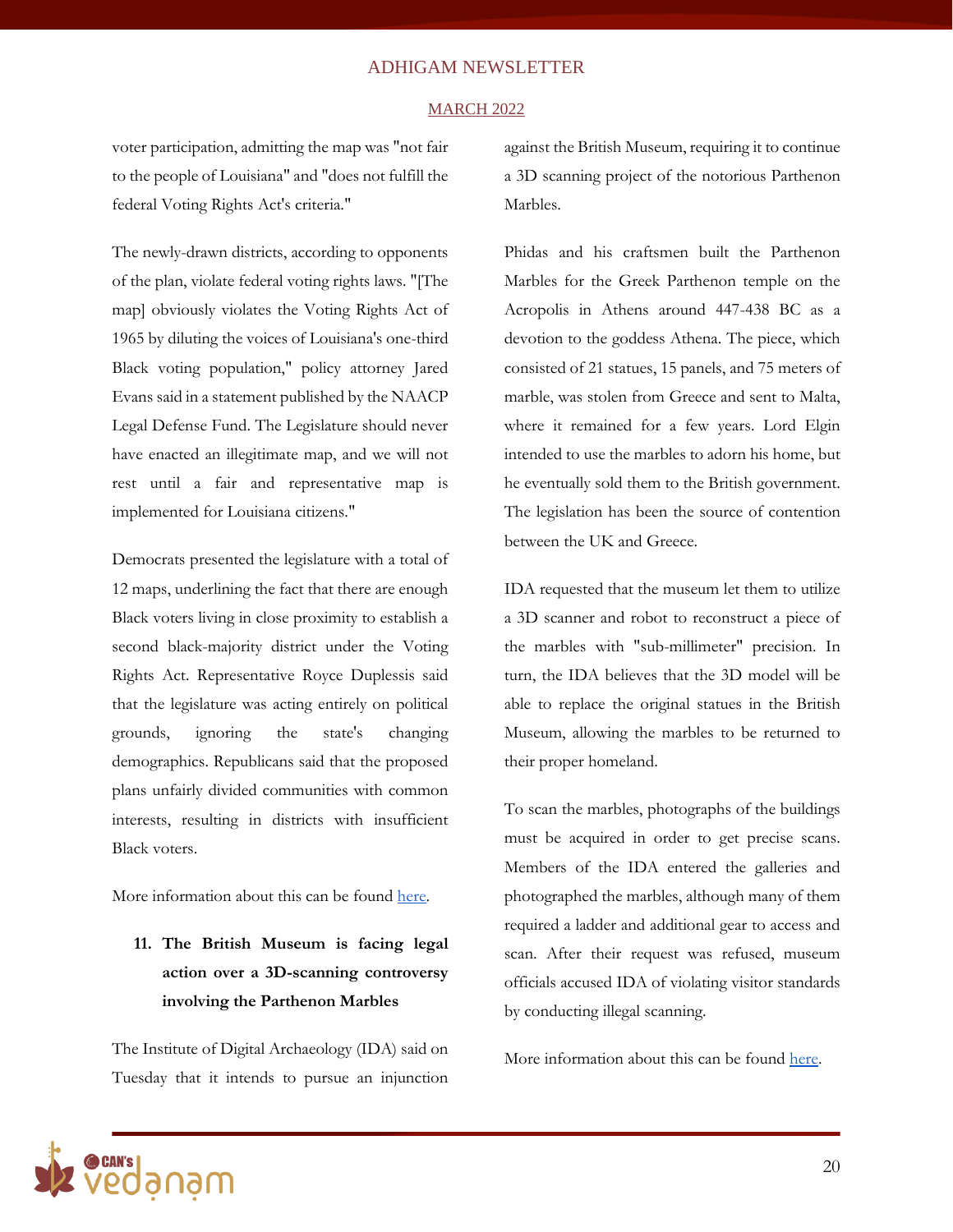voter participation, admitting the map was "not fair to the people of Louisiana" and "does not fulfill the federal Voting Rights Act's criteria."

The newly-drawn districts, according to opponents of the plan, violate federal voting rights laws. "[The map] obviously violates the Voting Rights Act of 1965 by diluting the voices of Louisiana's one-third Black voting population," policy attorney Jared Evans said in a statement published by the NAACP Legal Defense Fund. The Legislature should never have enacted an illegitimate map, and we will not rest until a fair and representative map is implemented for Louisiana citizens."

Democrats presented the legislature with a total of 12 maps, underlining the fact that there are enough Black voters living in close proximity to establish a second black-majority district under the Voting Rights Act. Representative Royce Duplessis said that the legislature was acting entirely on political grounds, ignoring the state's changing demographics. Republicans said that the proposed plans unfairly divided communities with common interests, resulting in districts with insufficient Black voters.

More information about this can be found here.

11. **The British Museum is facing legal action over a 3D-scanning controversy involving the Parthenon Marbles**

The Institute of Digital Archaeology (IDA) said on Tuesday that it intends to pursue an injunction against the British Museum, requiring it to continue a 3D scanning project of the notorious Parthenon Marbles.

Phidas and his craftsmen built the Parthenon Marbles for the Greek Parthenon temple on the Acropolis in Athens around 447-438 BC as a devotion to the goddess Athena. The piece, which consisted of 21 statues, 15 panels, and 75 meters of marble, was stolen from Greece and sent to Malta, where it remained for a few years. Lord Elgin intended to use the marbles to adorn his home, but he eventually sold them to the British government. The legislation has been the source of contention between the UK and Greece.

IDA requested that the museum let them to utilize a 3D scanner and robot to reconstruct a piece of the marbles with "sub-millimeter" precision. In turn, the IDA believes that the 3D model will be able to replace the original statues in the British Museum, allowing the marbles to be returned to their proper homeland.

To scan the marbles, photographs of the buildings must be acquired in order to get precise scans. Members of the IDA entered the galleries and photographed the marbles, although many of them required a ladder and additional gear to access and scan. After their request was refused, museum officials accused IDA of violating visitor standards by conducting illegal scanning.

More information about this can be found here.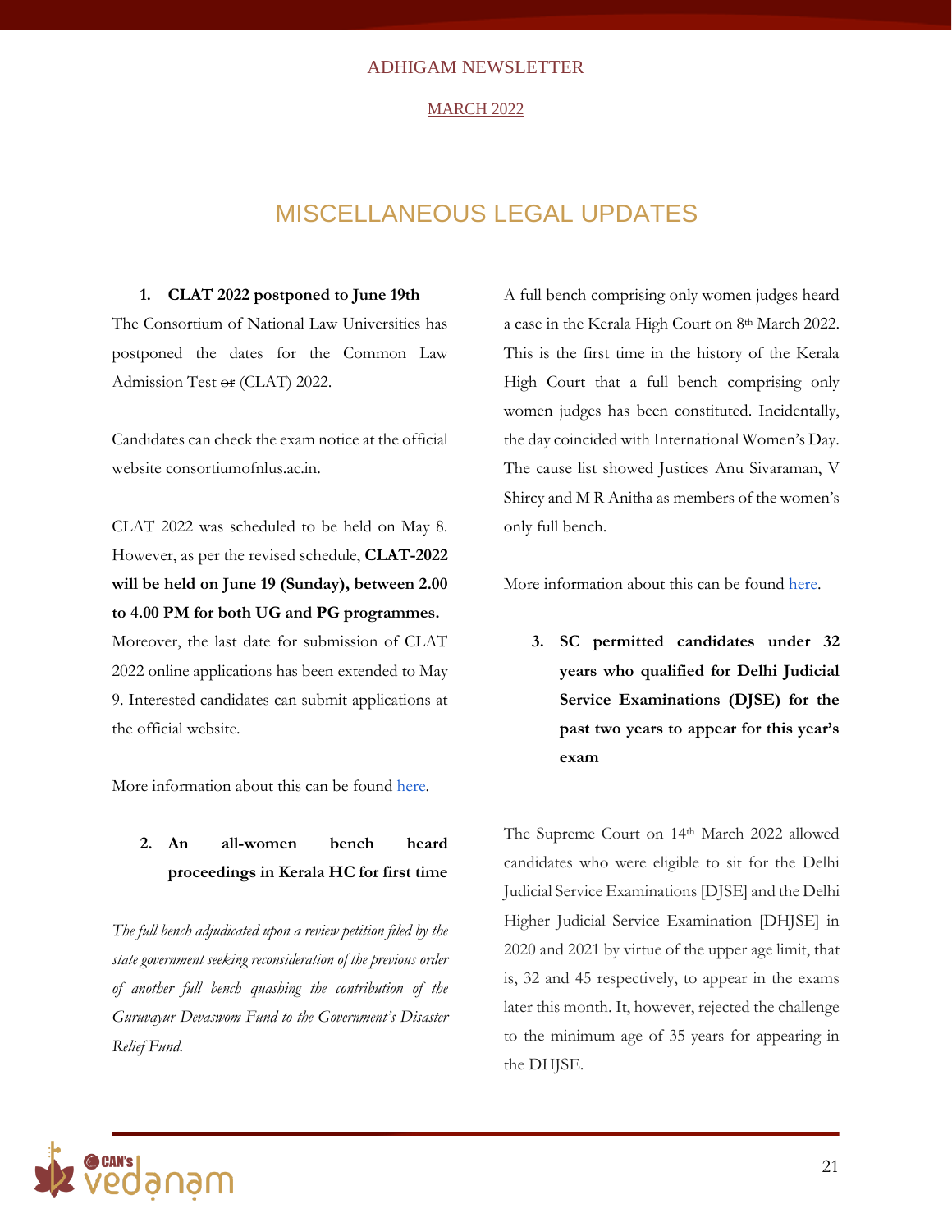# MISCELLANEOUS LEGAL UPDATES

**1. CLAT 2022 postponed to June 19th**

The Consortium of National Law Universities has postponed the dates for the Common Law Admission Test ~~or~~ (CLAT) 2022.

Candidates can check the exam notice at the official website consortiumofnlus.ac.in.

CLAT 2022 was scheduled to be held on May 8. However, as per the revised schedule, **CLAT-2022 will be held on June 19 (Sunday), between 2.00 to 4.00 PM for both UG and PG programmes.** Moreover, the last date for submission of CLAT 2022 online applications has been extended to May 9. Interested candidates can submit applications at the official website.

More information about this can be found here.

**2. An all-women bench heard proceedings in Kerala HC for first time**

*The full bench adjudicated upon a review petition filed by the state government seeking reconsideration of the previous order of another full bench quashing the contribution of the Guruvayur Devaswom Fund to the Government's Disaster Relief Fund.*

A full bench comprising only women judges heard a case in the Kerala High Court on 8th March 2022. This is the first time in the history of the Kerala High Court that a full bench comprising only women judges has been constituted. Incidentally, the day coincided with International Women's Day. The cause list showed Justices Anu Sivaraman, V Shircy and M R Anitha as members of the women's only full bench.

More information about this can be found here.

**3. SC permitted candidates under 32 years who qualified for Delhi Judicial Service Examinations (DJSE) for the past two years to appear for this year's exam**

The Supreme Court on 14th March 2022 allowed candidates who were eligible to sit for the Delhi Judicial Service Examinations [DJSE] and the Delhi Higher Judicial Service Examination [DHJSE] in 2020 and 2021 by virtue of the upper age limit, that is, 32 and 45 respectively, to appear in the exams later this month. It, however, rejected the challenge to the minimum age of 35 years for appearing in the DHJSE.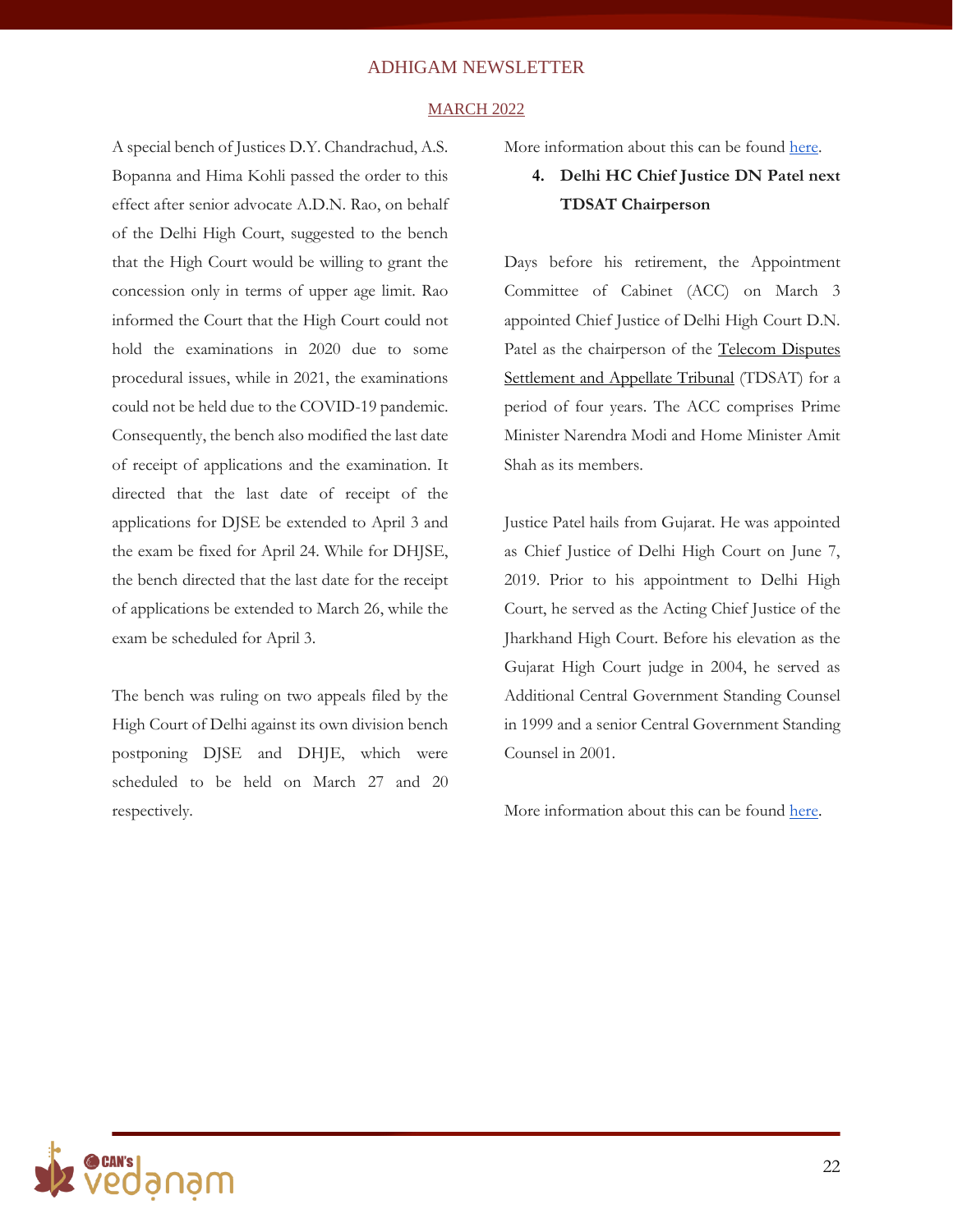A special bench of Justices D.Y. Chandrachud, A.S. Bopanna and Hima Kohli passed the order to this effect after senior advocate A.D.N. Rao, on behalf of the Delhi High Court, suggested to the bench that the High Court would be willing to grant the concession only in terms of upper age limit. Rao informed the Court that the High Court could not hold the examinations in 2020 due to some procedural issues, while in 2021, the examinations could not be held due to the COVID-19 pandemic. Consequently, the bench also modified the last date of receipt of applications and the examination. It directed that the last date of receipt of the applications for DJSE be extended to April 3 and the exam be fixed for April 24. While for DHJSE, the bench directed that the last date for the receipt of applications be extended to March 26, while the exam be scheduled for April 3.

The bench was ruling on two appeals filed by the High Court of Delhi against its own division bench postponing DJSE and DHJE, which were scheduled to be held on March 27 and 20 respectively.

More information about this can be found here.

4. **Delhi HC Chief Justice DN Patel next TDSAT Chairperson**

Days before his retirement, the Appointment Committee of Cabinet (ACC) on March 3 appointed Chief Justice of Delhi High Court D.N. Patel as the chairperson of the Telecom Disputes Settlement and Appellate Tribunal (TDSAT) for a period of four years. The ACC comprises Prime Minister Narendra Modi and Home Minister Amit Shah as its members.

Justice Patel hails from Gujarat. He was appointed as Chief Justice of Delhi High Court on June 7, 2019. Prior to his appointment to Delhi High Court, he served as the Acting Chief Justice of the Jharkhand High Court. Before his elevation as the Gujarat High Court judge in 2004, he served as Additional Central Government Standing Counsel in 1999 and a senior Central Government Standing Counsel in 2001.

More information about this can be found here.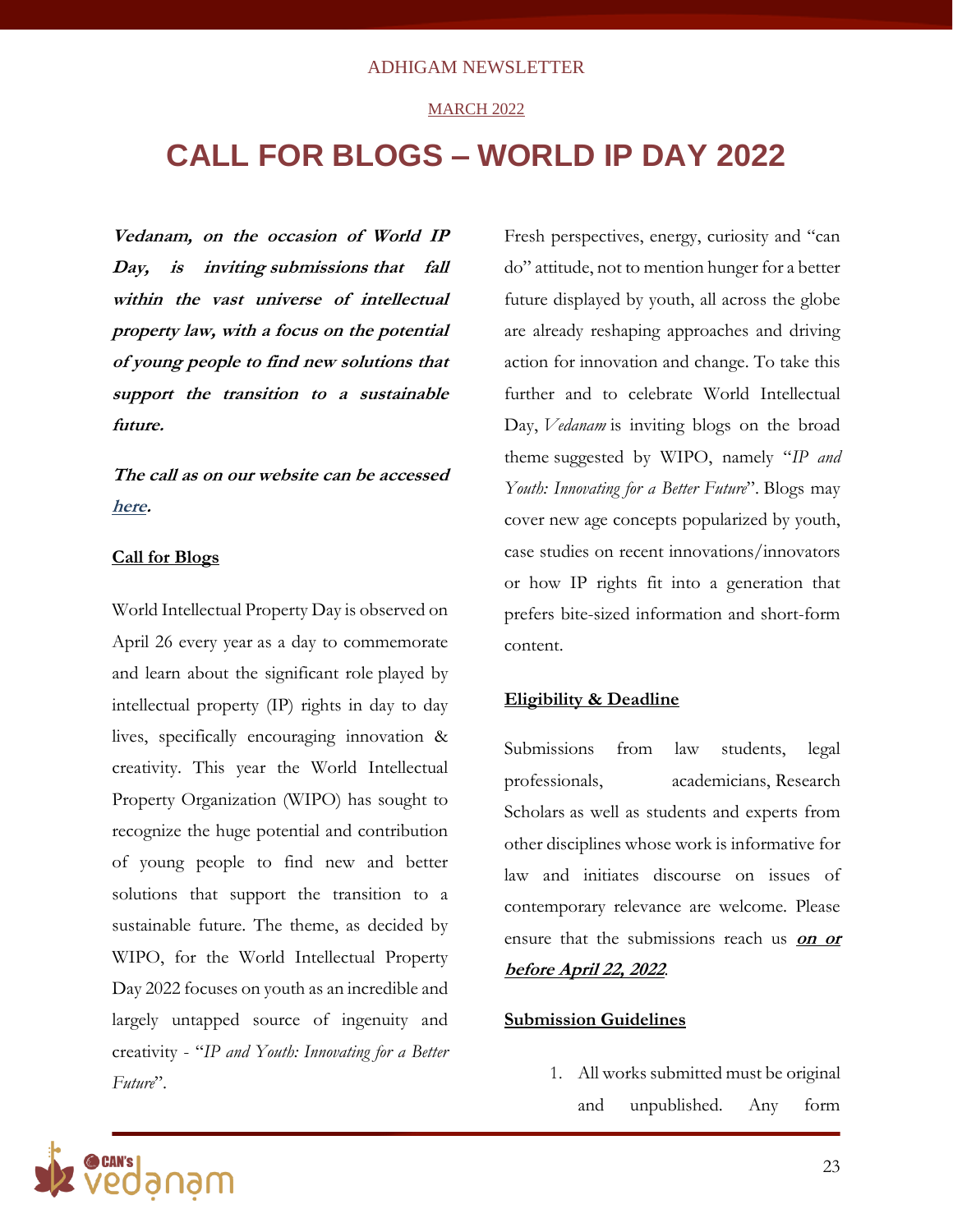ADHIGAM NEWSLETTER

MARCH 2022

# CALL FOR BLOGS – WORLD IP DAY 2022

***Vedanam, on the occasion of World IP Day, is inviting submissions that fall within the vast universe of intellectual property law, with a focus on the potential of young people to find new solutions that support the transition to a sustainable future.***

***The call as on our website can be accessed here.***

## Call for Blogs

World Intellectual Property Day is observed on April 26 every year as a day to commemorate and learn about the significant role played by intellectual property (IP) rights in day to day lives, specifically encouraging innovation & creativity. This year the World Intellectual Property Organization (WIPO) has sought to recognize the huge potential and contribution of young people to find new and better solutions that support the transition to a sustainable future. The theme, as decided by WIPO, for the World Intellectual Property Day 2022 focuses on youth as an incredible and largely untapped source of ingenuity and creativity - "*IP and Youth: Innovating for a Better Future*".

Fresh perspectives, energy, curiosity and "can do" attitude, not to mention hunger for a better future displayed by youth, all across the globe are already reshaping approaches and driving action for innovation and change. To take this further and to celebrate World Intellectual Day, *Vedanam* is inviting blogs on the broad theme suggested by WIPO, namely "*IP and Youth: Innovating for a Better Future*". Blogs may cover new age concepts popularized by youth, case studies on recent innovations/innovators or how IP rights fit into a generation that prefers bite-sized information and short-form content.

## Eligibility & Deadline

Submissions from law students, legal professionals, academicians, Research Scholars as well as students and experts from other disciplines whose work is informative for law and initiates discourse on issues of contemporary relevance are welcome. Please ensure that the submissions reach us ***on or before April 22, 2022***.

## Submission Guidelines

1. All works submitted must be original and unpublished. Any form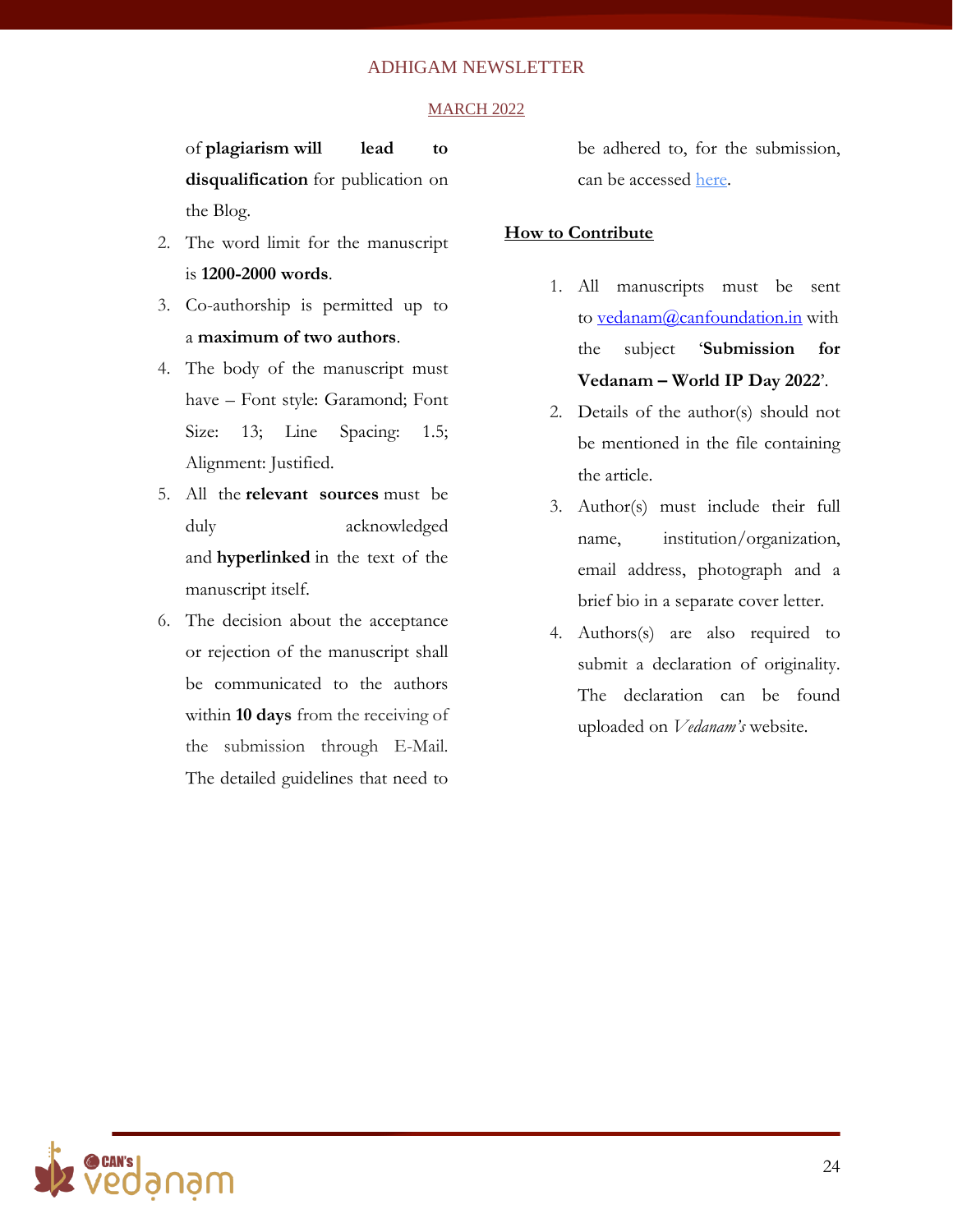of **plagiarism will lead to disqualification** for publication on the Blog.

2. The word limit for the manuscript is **1200-2000 words**.
3. Co-authorship is permitted up to a **maximum of two authors**.
4. The body of the manuscript must have – Font style: Garamond; Font Size: 13; Line Spacing: 1.5; Alignment: Justified.
5. All the **relevant sources** must be duly acknowledged and **hyperlinked** in the text of the manuscript itself.
6. The decision about the acceptance or rejection of the manuscript shall be communicated to the authors within **10 days** from the receiving of the submission through E-Mail. The detailed guidelines that need to be adhered to, for the submission, can be accessed here.

**How to Contribute**

1. All manuscripts must be sent to vedanam@canfoundation.in with the subject '**Submission for Vedanam – World IP Day 2022**'.
2. Details of the author(s) should not be mentioned in the file containing the article.
3. Author(s) must include their full name, institution/organization, email address, photograph and a brief bio in a separate cover letter.
4. Authors(s) are also required to submit a declaration of originality. The declaration can be found uploaded on *Vedanam's* website.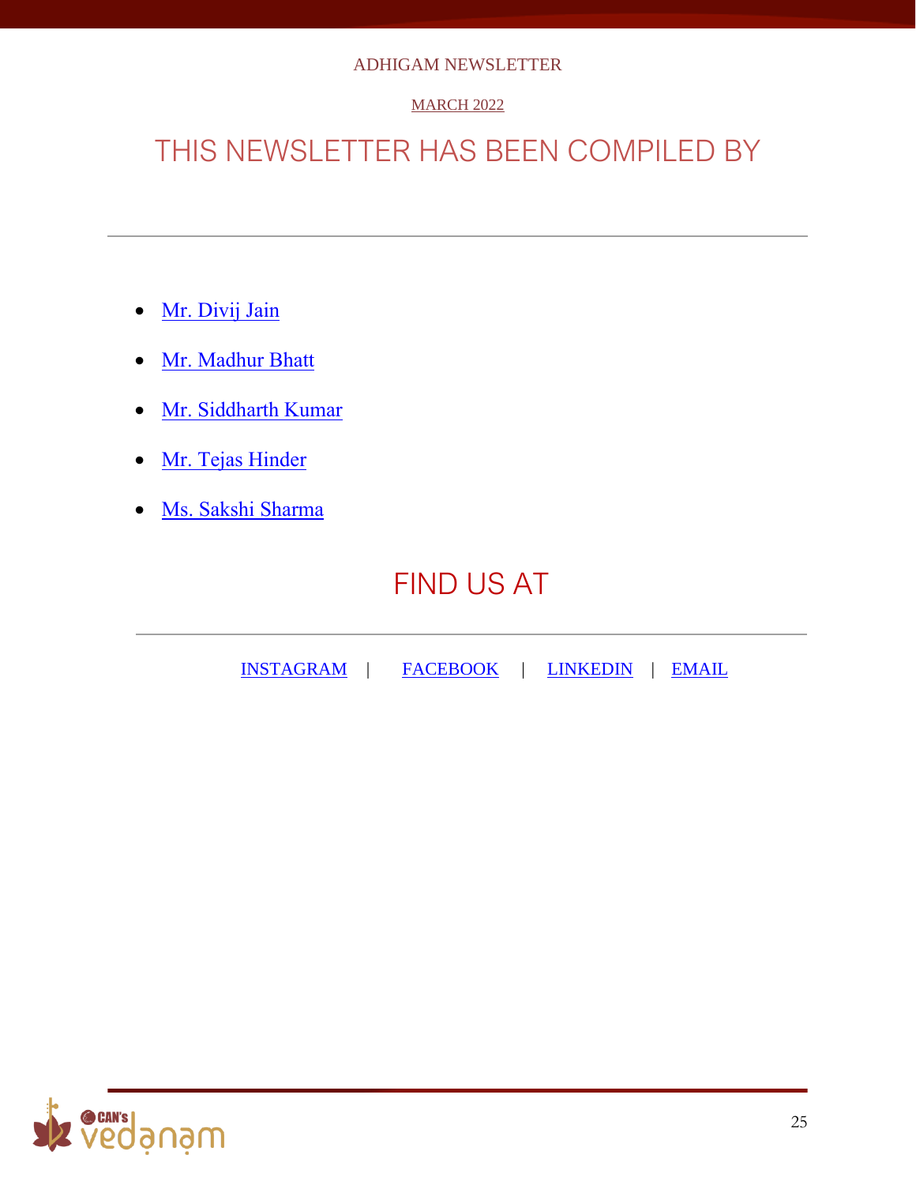# THIS NEWSLETTER HAS BEEN COMPILED BY

- Mr. Divij Jain
- Mr. Madhur Bhatt
- Mr. Siddharth Kumar
- Mr. Tejas Hinder
- Ms. Sakshi Sharma

# FIND US AT

INSTAGRAM | FACEBOOK | LINKEDIN | EMAIL